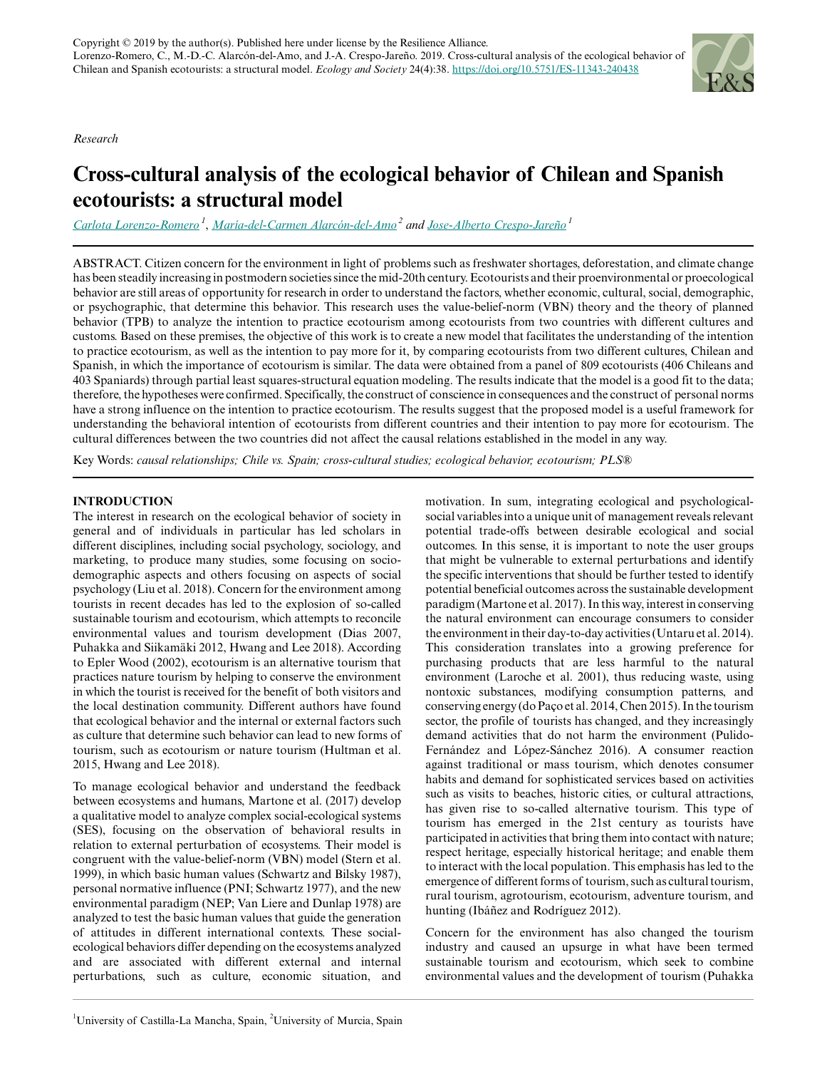Copyright © 2019 by the author(s). Published here under license by the Resilience Alliance.
Lorenzo-Romero, C., M.-D.-C. Alarcón-del-Amo, and J.-A. Crespo-Jareño. 2019. Cross-cultural analysis of the ecological behavior of Chilean and Spanish ecotourists: a structural model. *Ecology and Society* 24(4):38. https://doi.org/10.5751/ES-11343-240438

*Research*

# Cross-cultural analysis of the ecological behavior of Chilean and Spanish ecotourists: a structural model

*Carlota Lorenzo-Romero*[1], *María-del-Carmen Alarcón-del-Amo*[2] and *Jose-Alberto Crespo-Jareño*[1]

ABSTRACT. Citizen concern for the environment in light of problems such as freshwater shortages, deforestation, and climate change has been steadily increasing in postmodern societies since the mid-20th century. Ecotourists and their proenvironmental or proecological behavior are still areas of opportunity for research in order to understand the factors, whether economic, cultural, social, demographic, or psychographic, that determine this behavior. This research uses the value-belief-norm (VBN) theory and the theory of planned behavior (TPB) to analyze the intention to practice ecotourism among ecotourists from two countries with different cultures and customs. Based on these premises, the objective of this work is to create a new model that facilitates the understanding of the intention to practice ecotourism, as well as the intention to pay more for it, by comparing ecotourists from two different cultures, Chilean and Spanish, in which the importance of ecotourism is similar. The data were obtained from a panel of 809 ecotourists (406 Chileans and 403 Spaniards) through partial least squares-structural equation modeling. The results indicate that the model is a good fit to the data; therefore, the hypotheses were confirmed. Specifically, the construct of conscience in consequences and the construct of personal norms have a strong influence on the intention to practice ecotourism. The results suggest that the proposed model is a useful framework for understanding the behavioral intention of ecotourists from different countries and their intention to pay more for ecotourism. The cultural differences between the two countries did not affect the causal relations established in the model in any way.

Key Words: *causal relationships; Chile vs. Spain; cross-cultural studies; ecological behavior; ecotourism; PLS®*

## INTRODUCTION

The interest in research on the ecological behavior of society in general and of individuals in particular has led scholars in different disciplines, including social psychology, sociology, and marketing, to produce many studies, some focusing on socio-demographic aspects and others focusing on aspects of social psychology (Liu et al. 2018). Concern for the environment among tourists in recent decades has led to the explosion of so-called sustainable tourism and ecotourism, which attempts to reconcile environmental values and tourism development (Dias 2007, Puhakka and Siikamäki 2012, Hwang and Lee 2018). According to Epler Wood (2002), ecotourism is an alternative tourism that practices nature tourism by helping to conserve the environment in which the tourist is received for the benefit of both visitors and the local destination community. Different authors have found that ecological behavior and the internal or external factors such as culture that determine such behavior can lead to new forms of tourism, such as ecotourism or nature tourism (Hultman et al. 2015, Hwang and Lee 2018).

To manage ecological behavior and understand the feedback between ecosystems and humans, Martone et al. (2017) develop a qualitative model to analyze complex social-ecological systems (SES), focusing on the observation of behavioral results in relation to external perturbation of ecosystems. Their model is congruent with the value-belief-norm (VBN) model (Stern et al. 1999), in which basic human values (Schwartz and Bilsky 1987), personal normative influence (PNI; Schwartz 1977), and the new environmental paradigm (NEP; Van Liere and Dunlap 1978) are analyzed to test the basic human values that guide the generation of attitudes in different international contexts. These social-ecological behaviors differ depending on the ecosystems analyzed and are associated with different external and internal perturbations, such as culture, economic situation, and motivation. In sum, integrating ecological and psychological-social variables into a unique unit of management reveals relevant potential trade-offs between desirable ecological and social outcomes. In this sense, it is important to note the user groups that might be vulnerable to external perturbations and identify the specific interventions that should be further tested to identify potential beneficial outcomes across the sustainable development paradigm (Martone et al. 2017). In this way, interest in conserving the natural environment can encourage consumers to consider the environment in their day-to-day activities (Untaru et al. 2014). This consideration translates into a growing preference for purchasing products that are less harmful to the natural environment (Laroche et al. 2001), thus reducing waste, using nontoxic substances, modifying consumption patterns, and conserving energy (do Paço et al. 2014, Chen 2015). In the tourism sector, the profile of tourists has changed, and they increasingly demand activities that do not harm the environment (Pulido-Fernández and López-Sánchez 2016). A consumer reaction against traditional or mass tourism, which denotes consumer habits and demand for sophisticated services based on activities such as visits to beaches, historic cities, or cultural attractions, has given rise to so-called alternative tourism. This type of tourism has emerged in the 21st century as tourists have participated in activities that bring them into contact with nature; respect heritage, especially historical heritage; and enable them to interact with the local population. This emphasis has led to the emergence of different forms of tourism, such as cultural tourism, rural tourism, agrotourism, ecotourism, adventure tourism, and hunting (Ibáñez and Rodríguez 2012).

Concern for the environment has also changed the tourism industry and caused an upsurge in what have been termed sustainable tourism and ecotourism, which seek to combine environmental values and the development of tourism (Puhakka

[1]University of Castilla-La Mancha, Spain, [2]University of Murcia, Spain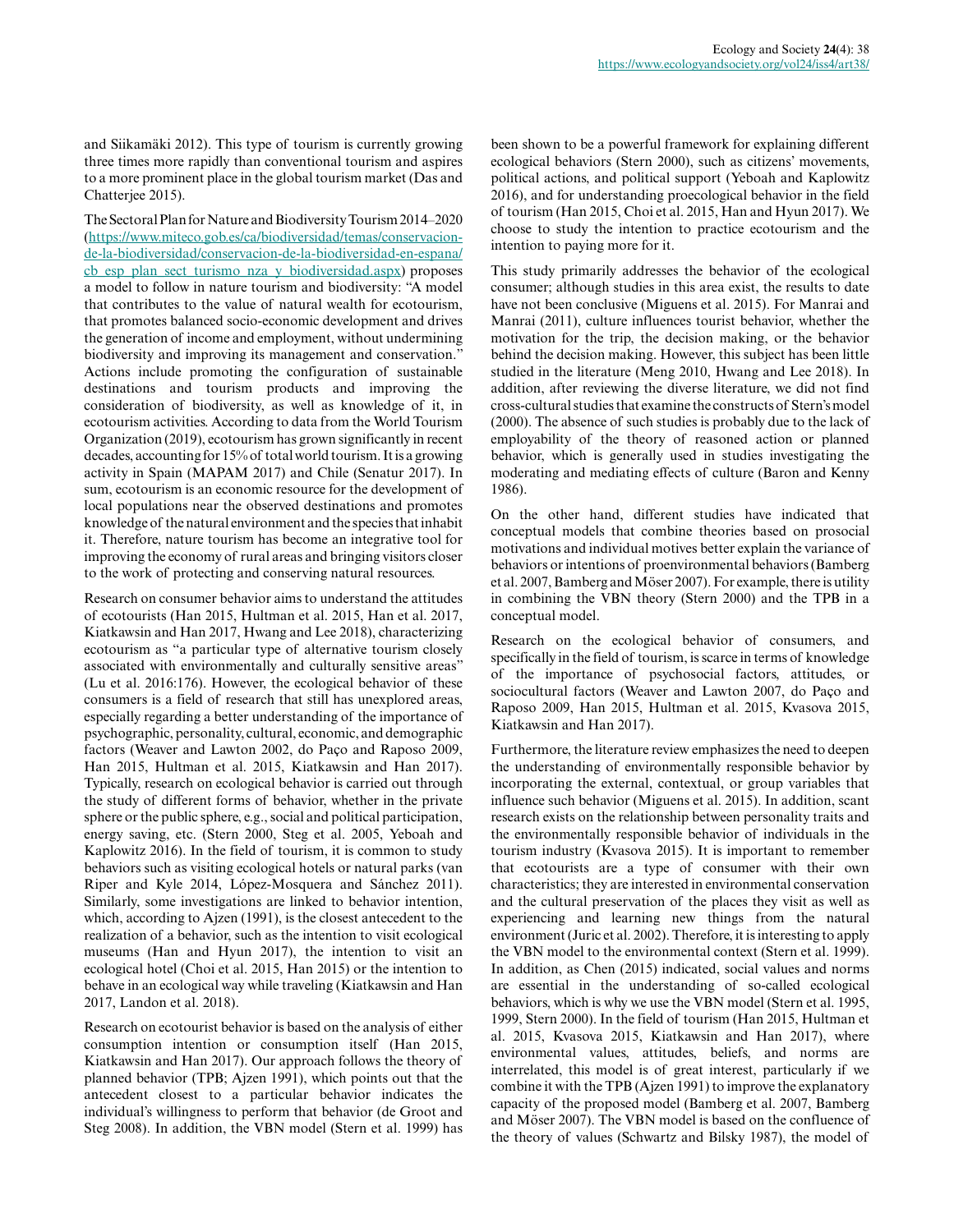and Siikamäki 2012). This type of tourism is currently growing three times more rapidly than conventional tourism and aspires to a more prominent place in the global tourism market (Das and Chatterjee 2015).

The Sectoral Plan for Nature and Biodiversity Tourism 2014–2020 (https://www.miteco.gob.es/ca/biodiversidad/temas/conservacion-de-la-biodiversidad/conservacion-de-la-biodiversidad-en-espana/cb_esp_plan_sect_turismo_nza_y_biodiversidad.aspx) proposes a model to follow in nature tourism and biodiversity: "A model that contributes to the value of natural wealth for ecotourism, that promotes balanced socio-economic development and drives the generation of income and employment, without undermining biodiversity and improving its management and conservation." Actions include promoting the configuration of sustainable destinations and tourism products and improving the consideration of biodiversity, as well as knowledge of it, in ecotourism activities. According to data from the World Tourism Organization (2019), ecotourism has grown significantly in recent decades, accounting for 15% of total world tourism. It is a growing activity in Spain (MAPAM 2017) and Chile (Senatur 2017). In sum, ecotourism is an economic resource for the development of local populations near the observed destinations and promotes knowledge of the natural environment and the species that inhabit it. Therefore, nature tourism has become an integrative tool for improving the economy of rural areas and bringing visitors closer to the work of protecting and conserving natural resources.

Research on consumer behavior aims to understand the attitudes of ecotourists (Han 2015, Hultman et al. 2015, Han et al. 2017, Kiatkawsin and Han 2017, Hwang and Lee 2018), characterizing ecotourism as "a particular type of alternative tourism closely associated with environmentally and culturally sensitive areas" (Lu et al. 2016:176). However, the ecological behavior of these consumers is a field of research that still has unexplored areas, especially regarding a better understanding of the importance of psychographic, personality, cultural, economic, and demographic factors (Weaver and Lawton 2002, do Paço and Raposo 2009, Han 2015, Hultman et al. 2015, Kiatkawsin and Han 2017). Typically, research on ecological behavior is carried out through the study of different forms of behavior, whether in the private sphere or the public sphere, e.g., social and political participation, energy saving, etc. (Stern 2000, Steg et al. 2005, Yeboah and Kaplowitz 2016). In the field of tourism, it is common to study behaviors such as visiting ecological hotels or natural parks (van Riper and Kyle 2014, López-Mosquera and Sánchez 2011). Similarly, some investigations are linked to behavior intention, which, according to Ajzen (1991), is the closest antecedent to the realization of a behavior, such as the intention to visit ecological museums (Han and Hyun 2017), the intention to visit an ecological hotel (Choi et al. 2015, Han 2015) or the intention to behave in an ecological way while traveling (Kiatkawsin and Han 2017, Landon et al. 2018).

Research on ecotourist behavior is based on the analysis of either consumption intention or consumption itself (Han 2015, Kiatkawsin and Han 2017). Our approach follows the theory of planned behavior (TPB; Ajzen 1991), which points out that the antecedent closest to a particular behavior indicates the individual's willingness to perform that behavior (de Groot and Steg 2008). In addition, the VBN model (Stern et al. 1999) has been shown to be a powerful framework for explaining different ecological behaviors (Stern 2000), such as citizens' movements, political actions, and political support (Yeboah and Kaplowitz 2016), and for understanding proecological behavior in the field of tourism (Han 2015, Choi et al. 2015, Han and Hyun 2017). We choose to study the intention to practice ecotourism and the intention to paying more for it.

This study primarily addresses the behavior of the ecological consumer; although studies in this area exist, the results to date have not been conclusive (Miguens et al. 2015). For Manrai and Manrai (2011), culture influences tourist behavior, whether the motivation for the trip, the decision making, or the behavior behind the decision making. However, this subject has been little studied in the literature (Meng 2010, Hwang and Lee 2018). In addition, after reviewing the diverse literature, we did not find cross-cultural studies that examine the constructs of Stern's model (2000). The absence of such studies is probably due to the lack of employability of the theory of reasoned action or planned behavior, which is generally used in studies investigating the moderating and mediating effects of culture (Baron and Kenny 1986).

On the other hand, different studies have indicated that conceptual models that combine theories based on prosocial motivations and individual motives better explain the variance of behaviors or intentions of proenvironmental behaviors (Bamberg et al. 2007, Bamberg and Möser 2007). For example, there is utility in combining the VBN theory (Stern 2000) and the TPB in a conceptual model.

Research on the ecological behavior of consumers, and specifically in the field of tourism, is scarce in terms of knowledge of the importance of psychosocial factors, attitudes, or sociocultural factors (Weaver and Lawton 2007, do Paço and Raposo 2009, Han 2015, Hultman et al. 2015, Kvasova 2015, Kiatkawsin and Han 2017).

Furthermore, the literature review emphasizes the need to deepen the understanding of environmentally responsible behavior by incorporating the external, contextual, or group variables that influence such behavior (Miguens et al. 2015). In addition, scant research exists on the relationship between personality traits and the environmentally responsible behavior of individuals in the tourism industry (Kvasova 2015). It is important to remember that ecotourists are a type of consumer with their own characteristics; they are interested in environmental conservation and the cultural preservation of the places they visit as well as experiencing and learning new things from the natural environment (Juric et al. 2002). Therefore, it is interesting to apply the VBN model to the environmental context (Stern et al. 1999). In addition, as Chen (2015) indicated, social values and norms are essential in the understanding of so-called ecological behaviors, which is why we use the VBN model (Stern et al. 1995, 1999, Stern 2000). In the field of tourism (Han 2015, Hultman et al. 2015, Kvasova 2015, Kiatkawsin and Han 2017), where environmental values, attitudes, beliefs, and norms are interrelated, this model is of great interest, particularly if we combine it with the TPB (Ajzen 1991) to improve the explanatory capacity of the proposed model (Bamberg et al. 2007, Bamberg and Möser 2007). The VBN model is based on the confluence of the theory of values (Schwartz and Bilsky 1987), the model of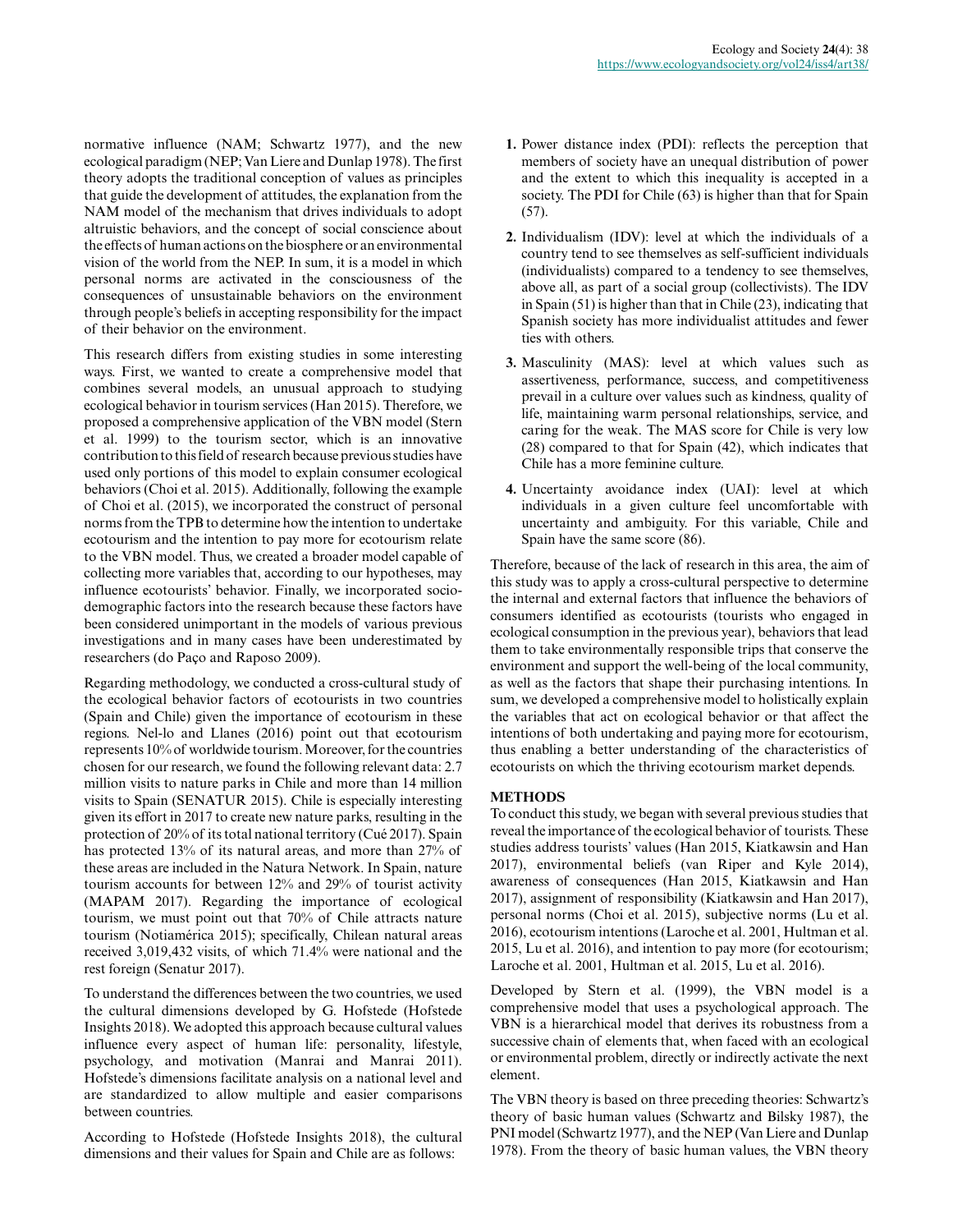normative influence (NAM; Schwartz 1977), and the new ecological paradigm (NEP; Van Liere and Dunlap 1978). The first theory adopts the traditional conception of values as principles that guide the development of attitudes, the explanation from the NAM model of the mechanism that drives individuals to adopt altruistic behaviors, and the concept of social conscience about the effects of human actions on the biosphere or an environmental vision of the world from the NEP. In sum, it is a model in which personal norms are activated in the consciousness of the consequences of unsustainable behaviors on the environment through people's beliefs in accepting responsibility for the impact of their behavior on the environment.

This research differs from existing studies in some interesting ways. First, we wanted to create a comprehensive model that combines several models, an unusual approach to studying ecological behavior in tourism services (Han 2015). Therefore, we proposed a comprehensive application of the VBN model (Stern et al. 1999) to the tourism sector, which is an innovative contribution to this field of research because previous studies have used only portions of this model to explain consumer ecological behaviors (Choi et al. 2015). Additionally, following the example of Choi et al. (2015), we incorporated the construct of personal norms from the TPB to determine how the intention to undertake ecotourism and the intention to pay more for ecotourism relate to the VBN model. Thus, we created a broader model capable of collecting more variables that, according to our hypotheses, may influence ecotourists' behavior. Finally, we incorporated socio-demographic factors into the research because these factors have been considered unimportant in the models of various previous investigations and in many cases have been underestimated by researchers (do Paço and Raposo 2009).

Regarding methodology, we conducted a cross-cultural study of the ecological behavior factors of ecotourists in two countries (Spain and Chile) given the importance of ecotourism in these regions. Nel-lo and Llanes (2016) point out that ecotourism represents 10% of worldwide tourism. Moreover, for the countries chosen for our research, we found the following relevant data: 2.7 million visits to nature parks in Chile and more than 14 million visits to Spain (SENATUR 2015). Chile is especially interesting given its effort in 2017 to create new nature parks, resulting in the protection of 20% of its total national territory (Cué 2017). Spain has protected 13% of its natural areas, and more than 27% of these areas are included in the Natura Network. In Spain, nature tourism accounts for between 12% and 29% of tourist activity (MAPAM 2017). Regarding the importance of ecological tourism, we must point out that 70% of Chile attracts nature tourism (Notiamérica 2015); specifically, Chilean natural areas received 3,019,432 visits, of which 71.4% were national and the rest foreign (Senatur 2017).

To understand the differences between the two countries, we used the cultural dimensions developed by G. Hofstede (Hofstede Insights 2018). We adopted this approach because cultural values influence every aspect of human life: personality, lifestyle, psychology, and motivation (Manrai and Manrai 2011). Hofstede's dimensions facilitate analysis on a national level and are standardized to allow multiple and easier comparisons between countries.

According to Hofstede (Hofstede Insights 2018), the cultural dimensions and their values for Spain and Chile are as follows:

1. Power distance index (PDI): reflects the perception that members of society have an unequal distribution of power and the extent to which this inequality is accepted in a society. The PDI for Chile (63) is higher than that for Spain (57).
2. Individualism (IDV): level at which the individuals of a country tend to see themselves as self-sufficient individuals (individualists) compared to a tendency to see themselves, above all, as part of a social group (collectivists). The IDV in Spain (51) is higher than that in Chile (23), indicating that Spanish society has more individualist attitudes and fewer ties with others.
3. Masculinity (MAS): level at which values such as assertiveness, performance, success, and competitiveness prevail in a culture over values such as kindness, quality of life, maintaining warm personal relationships, service, and caring for the weak. The MAS score for Chile is very low (28) compared to that for Spain (42), which indicates that Chile has a more feminine culture.
4. Uncertainty avoidance index (UAI): level at which individuals in a given culture feel uncomfortable with uncertainty and ambiguity. For this variable, Chile and Spain have the same score (86).

Therefore, because of the lack of research in this area, the aim of this study was to apply a cross-cultural perspective to determine the internal and external factors that influence the behaviors of consumers identified as ecotourists (tourists who engaged in ecological consumption in the previous year), behaviors that lead them to take environmentally responsible trips that conserve the environment and support the well-being of the local community, as well as the factors that shape their purchasing intentions. In sum, we developed a comprehensive model to holistically explain the variables that act on ecological behavior or that affect the intentions of both undertaking and paying more for ecotourism, thus enabling a better understanding of the characteristics of ecotourists on which the thriving ecotourism market depends.

## METHODS

To conduct this study, we began with several previous studies that reveal the importance of the ecological behavior of tourists. These studies address tourists' values (Han 2015, Kiatkawsin and Han 2017), environmental beliefs (van Riper and Kyle 2014), awareness of consequences (Han 2015, Kiatkawsin and Han 2017), assignment of responsibility (Kiatkawsin and Han 2017), personal norms (Choi et al. 2015), subjective norms (Lu et al. 2016), ecotourism intentions (Laroche et al. 2001, Hultman et al. 2015, Lu et al. 2016), and intention to pay more (for ecotourism; Laroche et al. 2001, Hultman et al. 2015, Lu et al. 2016).

Developed by Stern et al. (1999), the VBN model is a comprehensive model that uses a psychological approach. The VBN is a hierarchical model that derives its robustness from a successive chain of elements that, when faced with an ecological or environmental problem, directly or indirectly activate the next element.

The VBN theory is based on three preceding theories: Schwartz's theory of basic human values (Schwartz and Bilsky 1987), the PNI model (Schwartz 1977), and the NEP (Van Liere and Dunlap 1978). From the theory of basic human values, the VBN theory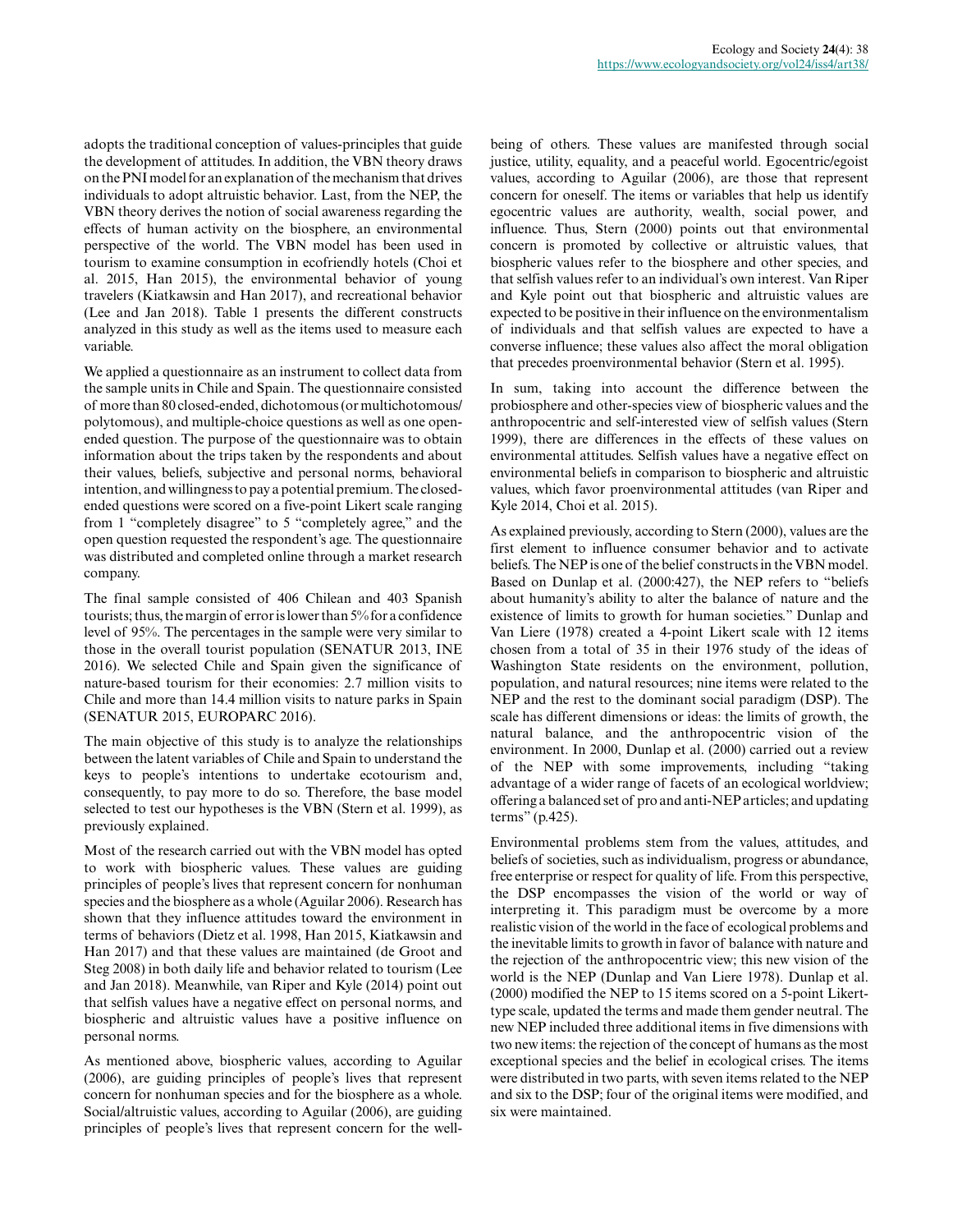adopts the traditional conception of values-principles that guide the development of attitudes. In addition, the VBN theory draws on the PNI model for an explanation of the mechanism that drives individuals to adopt altruistic behavior. Last, from the NEP, the VBN theory derives the notion of social awareness regarding the effects of human activity on the biosphere, an environmental perspective of the world. The VBN model has been used in tourism to examine consumption in ecofriendly hotels (Choi et al. 2015, Han 2015), the environmental behavior of young travelers (Kiatkawsin and Han 2017), and recreational behavior (Lee and Jan 2018). Table 1 presents the different constructs analyzed in this study as well as the items used to measure each variable.

We applied a questionnaire as an instrument to collect data from the sample units in Chile and Spain. The questionnaire consisted of more than 80 closed-ended, dichotomous (or multichotomous/polytomous), and multiple-choice questions as well as one open-ended question. The purpose of the questionnaire was to obtain information about the trips taken by the respondents and about their values, beliefs, subjective and personal norms, behavioral intention, and willingness to pay a potential premium. The closed-ended questions were scored on a five-point Likert scale ranging from 1 "completely disagree" to 5 "completely agree," and the open question requested the respondent's age. The questionnaire was distributed and completed online through a market research company.

The final sample consisted of 406 Chilean and 403 Spanish tourists; thus, the margin of error is lower than 5% for a confidence level of 95%. The percentages in the sample were very similar to those in the overall tourist population (SENATUR 2013, INE 2016). We selected Chile and Spain given the significance of nature-based tourism for their economies: 2.7 million visits to Chile and more than 14.4 million visits to nature parks in Spain (SENATUR 2015, EUROPARC 2016).

The main objective of this study is to analyze the relationships between the latent variables of Chile and Spain to understand the keys to people's intentions to undertake ecotourism and, consequently, to pay more to do so. Therefore, the base model selected to test our hypotheses is the VBN (Stern et al. 1999), as previously explained.

Most of the research carried out with the VBN model has opted to work with biospheric values. These values are guiding principles of people's lives that represent concern for nonhuman species and the biosphere as a whole (Aguilar 2006). Research has shown that they influence attitudes toward the environment in terms of behaviors (Dietz et al. 1998, Han 2015, Kiatkawsin and Han 2017) and that these values are maintained (de Groot and Steg 2008) in both daily life and behavior related to tourism (Lee and Jan 2018). Meanwhile, van Riper and Kyle (2014) point out that selfish values have a negative effect on personal norms, and biospheric and altruistic values have a positive influence on personal norms.

As mentioned above, biospheric values, according to Aguilar (2006), are guiding principles of people's lives that represent concern for nonhuman species and for the biosphere as a whole. Social/altruistic values, according to Aguilar (2006), are guiding principles of people's lives that represent concern for the well-being of others. These values are manifested through social justice, utility, equality, and a peaceful world. Egocentric/egoist values, according to Aguilar (2006), are those that represent concern for oneself. The items or variables that help us identify egocentric values are authority, wealth, social power, and influence. Thus, Stern (2000) points out that environmental concern is promoted by collective or altruistic values, that biospheric values refer to the biosphere and other species, and that selfish values refer to an individual's own interest. Van Riper and Kyle point out that biospheric and altruistic values are expected to be positive in their influence on the environmentalism of individuals and that selfish values are expected to have a converse influence; these values also affect the moral obligation that precedes proenvironmental behavior (Stern et al. 1995).

In sum, taking into account the difference between the probiosphere and other-species view of biospheric values and the anthropocentric and self-interested view of selfish values (Stern 1999), there are differences in the effects of these values on environmental attitudes. Selfish values have a negative effect on environmental beliefs in comparison to biospheric and altruistic values, which favor proenvironmental attitudes (van Riper and Kyle 2014, Choi et al. 2015).

As explained previously, according to Stern (2000), values are the first element to influence consumer behavior and to activate beliefs. The NEP is one of the belief constructs in the VBN model. Based on Dunlap et al. (2000:427), the NEP refers to "beliefs about humanity's ability to alter the balance of nature and the existence of limits to growth for human societies." Dunlap and Van Liere (1978) created a 4-point Likert scale with 12 items chosen from a total of 35 in their 1976 study of the ideas of Washington State residents on the environment, pollution, population, and natural resources; nine items were related to the NEP and the rest to the dominant social paradigm (DSP). The scale has different dimensions or ideas: the limits of growth, the natural balance, and the anthropocentric vision of the environment. In 2000, Dunlap et al. (2000) carried out a review of the NEP with some improvements, including "taking advantage of a wider range of facets of an ecological worldview; offering a balanced set of pro and anti-NEP articles; and updating terms" (p.425).

Environmental problems stem from the values, attitudes, and beliefs of societies, such as individualism, progress or abundance, free enterprise or respect for quality of life. From this perspective, the DSP encompasses the vision of the world or way of interpreting it. This paradigm must be overcome by a more realistic vision of the world in the face of ecological problems and the inevitable limits to growth in favor of balance with nature and the rejection of the anthropocentric view; this new vision of the world is the NEP (Dunlap and Van Liere 1978). Dunlap et al. (2000) modified the NEP to 15 items scored on a 5-point Likert-type scale, updated the terms and made them gender neutral. The new NEP included three additional items in five dimensions with two new items: the rejection of the concept of humans as the most exceptional species and the belief in ecological crises. The items were distributed in two parts, with seven items related to the NEP and six to the DSP; four of the original items were modified, and six were maintained.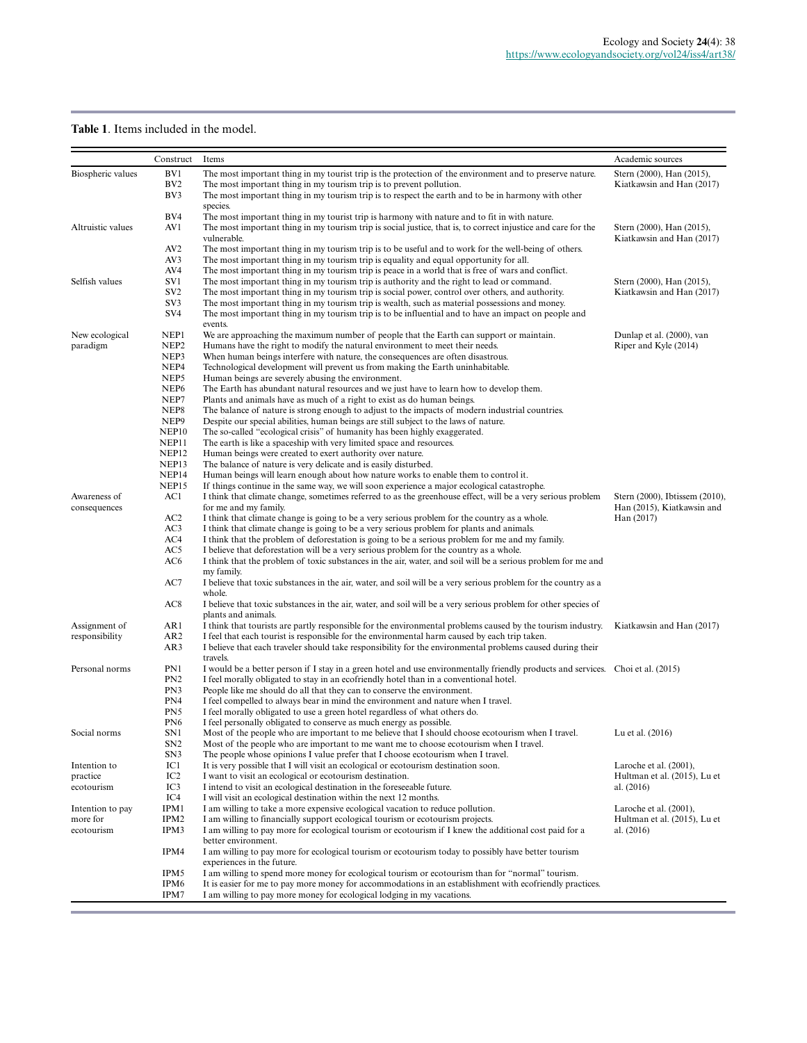**Table 1**. Items included in the model.

| | Construct | Items | Academic sources |
|---|---|---|---|
| Biospheric values | BV1 | The most important thing in my tourist trip is the protection of the environment and to preserve nature. | Stern (2000), Han (2015), Kiatkawsin and Han (2017) |
| | BV2 | The most important thing in my tourism trip is to prevent pollution. | |
| | BV3 | The most important thing in my tourism trip is to respect the earth and to be in harmony with other species. | |
| | BV4 | The most important thing in my tourist trip is harmony with nature and to fit in with nature. | |
| Altruistic values | AV1 | The most important thing in my tourism trip is social justice, that is, to correct injustice and care for the vulnerable. | Stern (2000), Han (2015), Kiatkawsin and Han (2017) |
| | AV2 | The most important thing in my tourism trip is to be useful and to work for the well-being of others. | |
| | AV3 | The most important thing in my tourism trip is equality and equal opportunity for all. | |
| | AV4 | The most important thing in my tourism trip is peace in a world that is free of wars and conflict. | |
| Selfish values | SV1 | The most important thing in my tourism trip is authority and the right to lead or command. | Stern (2000), Han (2015), Kiatkawsin and Han (2017) |
| | SV2 | The most important thing in my tourism trip is social power, control over others, and authority. | |
| | SV3 | The most important thing in my tourism trip is wealth, such as material possessions and money. | |
| | SV4 | The most important thing in my tourism trip is to be influential and to have an impact on people and events. | |
| New ecological paradigm | NEP1 | We are approaching the maximum number of people that the Earth can support or maintain. | Dunlap et al. (2000), van Riper and Kyle (2014) |
| | NEP2 | Humans have the right to modify the natural environment to meet their needs. | |
| | NEP3 | When human beings interfere with nature, the consequences are often disastrous. | |
| | NEP4 | Technological development will prevent us from making the Earth uninhabitable. | |
| | NEP5 | Human beings are severely abusing the environment. | |
| | NEP6 | The Earth has abundant natural resources and we just have to learn how to develop them. | |
| | NEP7 | Plants and animals have as much of a right to exist as do human beings. | |
| | NEP8 | The balance of nature is strong enough to adjust to the impacts of modern industrial countries. | |
| | NEP9 | Despite our special abilities, human beings are still subject to the laws of nature. | |
| | NEP10 | The so-called "ecological crisis" of humanity has been highly exaggerated. | |
| | NEP11 | The earth is like a spaceship with very limited space and resources. | |
| | NEP12 | Human beings were created to exert authority over nature. | |
| | NEP13 | The balance of nature is very delicate and is easily disturbed. | |
| | NEP14 | Human beings will learn enough about how nature works to enable them to control it. | |
| | NEP15 | If things continue in the same way, we will soon experience a major ecological catastrophe. | |
| Awareness of consequences | AC1 | I think that climate change, sometimes referred to as the greenhouse effect, will be a very serious problem for me and my family. | Stern (2000), Ibtissem (2010), Han (2015), Kiatkawsin and Han (2017) |
| | AC2 | I think that climate change is going to be a very serious problem for the country as a whole. | |
| | AC3 | I think that climate change is going to be a very serious problem for plants and animals. | |
| | AC4 | I think that the problem of deforestation is going to be a serious problem for me and my family. | |
| | AC5 | I believe that deforestation will be a very serious problem for the country as a whole. | |
| | AC6 | I think that the problem of toxic substances in the air, water, and soil will be a serious problem for me and my family. | |
| | AC7 | I believe that toxic substances in the air, water, and soil will be a very serious problem for the country as a whole. | |
| | AC8 | I believe that toxic substances in the air, water, and soil will be a very serious problem for other species of plants and animals. | |
| Assignment of responsibility | AR1 | I think that tourists are partly responsible for the environmental problems caused by the tourism industry. | Kiatkawsin and Han (2017) |
| | AR2 | I feel that each tourist is responsible for the environmental harm caused by each trip taken. | |
| | AR3 | I believe that each traveler should take responsibility for the environmental problems caused during their travels. | |
| Personal norms | PN1 | I would be a better person if I stay in a green hotel and use environmentally friendly products and services. | Choi et al. (2015) |
| | PN2 | I feel morally obligated to stay in an ecofriendly hotel than in a conventional hotel. | |
| | PN3 | People like me should do all that they can to conserve the environment. | |
| | PN4 | I feel compelled to always bear in mind the environment and nature when I travel. | |
| | PN5 | I feel morally obligated to use a green hotel regardless of what others do. | |
| | PN6 | I feel personally obligated to conserve as much energy as possible. | |
| Social norms | SN1 | Most of the people who are important to me believe that I should choose ecotourism when I travel. | Lu et al. (2016) |
| | SN2 | Most of the people who are important to me want me to choose ecotourism when I travel. | |
| | SN3 | The people whose opinions I value prefer that I choose ecotourism when I travel. | |
| Intention to practice ecotourism | IC1 | It is very possible that I will visit an ecological or ecotourism destination soon. | Laroche et al. (2001), Hultman et al. (2015), Lu et al. (2016) |
| | IC2 | I want to visit an ecological or ecotourism destination. | |
| | IC3 | I intend to visit an ecological destination in the foreseeable future. | |
| | IC4 | I will visit an ecological destination within the next 12 months. | |
| Intention to pay more for ecotourism | IPM1 | I am willing to take a more expensive ecological vacation to reduce pollution. | Laroche et al. (2001), Hultman et al. (2015), Lu et al. (2016) |
| | IPM2 | I am willing to financially support ecological tourism or ecotourism projects. | |
| | IPM3 | I am willing to pay more for ecological tourism or ecotourism if I knew the additional cost paid for a better environment. | |
| | IPM4 | I am willing to pay more for ecological tourism or ecotourism today to possibly have better tourism experiences in the future. | |
| | IPM5 | I am willing to spend more money for ecological tourism or ecotourism than for "normal" tourism. | |
| | IPM6 | It is easier for me to pay more money for accommodations in an establishment with ecofriendly practices. | |
| | IPM7 | I am willing to pay more money for ecological lodging in my vacations. | |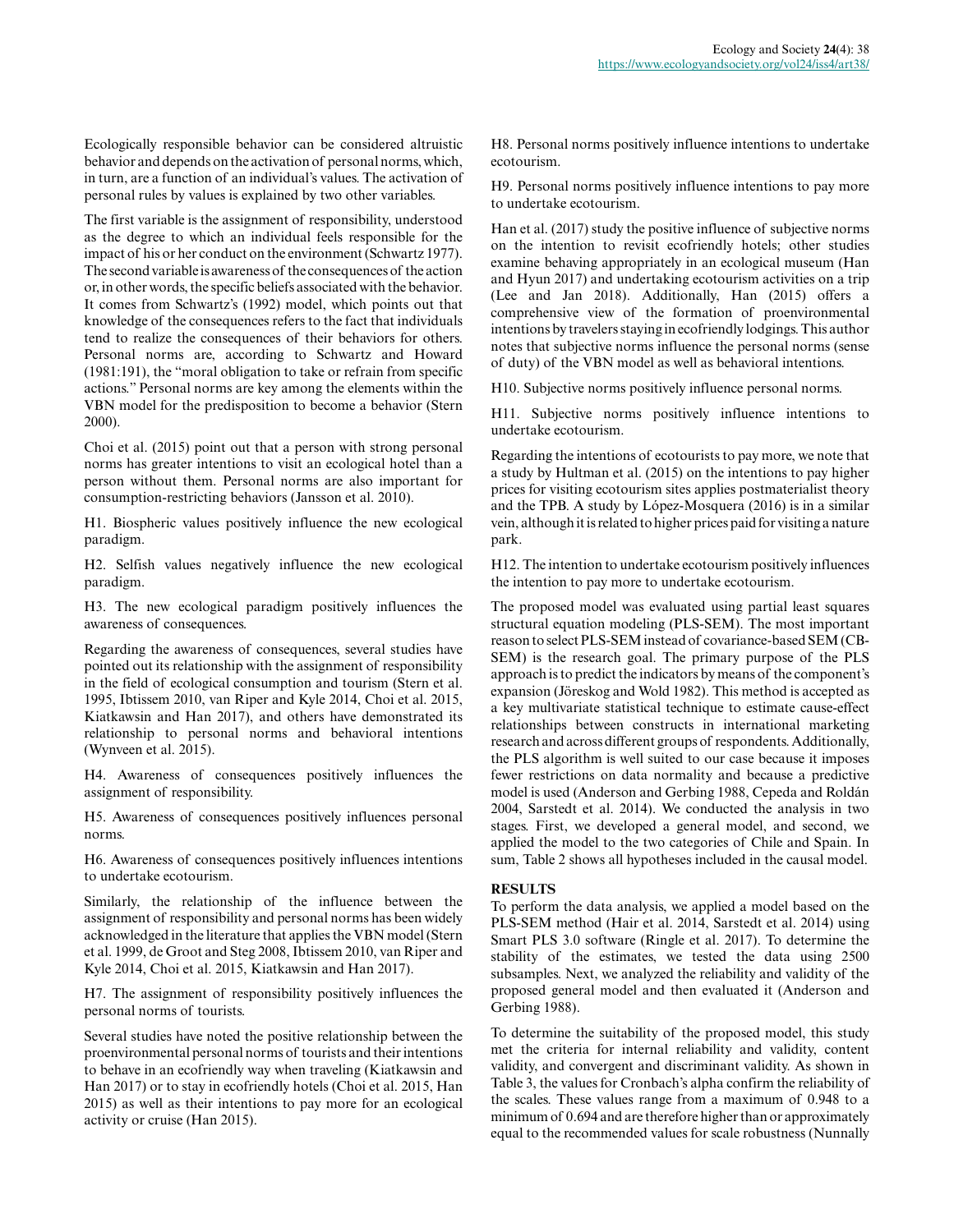Ecologically responsible behavior can be considered altruistic behavior and depends on the activation of personal norms, which, in turn, are a function of an individual's values. The activation of personal rules by values is explained by two other variables.

The first variable is the assignment of responsibility, understood as the degree to which an individual feels responsible for the impact of his or her conduct on the environment (Schwartz 1977). The second variable is awareness of the consequences of the action or, in other words, the specific beliefs associated with the behavior. It comes from Schwartz's (1992) model, which points out that knowledge of the consequences refers to the fact that individuals tend to realize the consequences of their behaviors for others. Personal norms are, according to Schwartz and Howard (1981:191), the "moral obligation to take or refrain from specific actions." Personal norms are key among the elements within the VBN model for the predisposition to become a behavior (Stern 2000).

Choi et al. (2015) point out that a person with strong personal norms has greater intentions to visit an ecological hotel than a person without them. Personal norms are also important for consumption-restricting behaviors (Jansson et al. 2010).

H1. Biospheric values positively influence the new ecological paradigm.

H2. Selfish values negatively influence the new ecological paradigm.

H3. The new ecological paradigm positively influences the awareness of consequences.

Regarding the awareness of consequences, several studies have pointed out its relationship with the assignment of responsibility in the field of ecological consumption and tourism (Stern et al. 1995, Ibtissem 2010, van Riper and Kyle 2014, Choi et al. 2015, Kiatkawsin and Han 2017), and others have demonstrated its relationship to personal norms and behavioral intentions (Wynveen et al. 2015).

H4. Awareness of consequences positively influences the assignment of responsibility.

H5. Awareness of consequences positively influences personal norms.

H6. Awareness of consequences positively influences intentions to undertake ecotourism.

Similarly, the relationship of the influence between the assignment of responsibility and personal norms has been widely acknowledged in the literature that applies the VBN model (Stern et al. 1999, de Groot and Steg 2008, Ibtissem 2010, van Riper and Kyle 2014, Choi et al. 2015, Kiatkawsin and Han 2017).

H7. The assignment of responsibility positively influences the personal norms of tourists.

Several studies have noted the positive relationship between the proenvironmental personal norms of tourists and their intentions to behave in an ecofriendly way when traveling (Kiatkawsin and Han 2017) or to stay in ecofriendly hotels (Choi et al. 2015, Han 2015) as well as their intentions to pay more for an ecological activity or cruise (Han 2015).

H8. Personal norms positively influence intentions to undertake ecotourism.

H9. Personal norms positively influence intentions to pay more to undertake ecotourism.

Han et al. (2017) study the positive influence of subjective norms on the intention to revisit ecofriendly hotels; other studies examine behaving appropriately in an ecological museum (Han and Hyun 2017) and undertaking ecotourism activities on a trip (Lee and Jan 2018). Additionally, Han (2015) offers a comprehensive view of the formation of proenvironmental intentions by travelers staying in ecofriendly lodgings. This author notes that subjective norms influence the personal norms (sense of duty) of the VBN model as well as behavioral intentions.

H10. Subjective norms positively influence personal norms.

H11. Subjective norms positively influence intentions to undertake ecotourism.

Regarding the intentions of ecotourists to pay more, we note that a study by Hultman et al. (2015) on the intentions to pay higher prices for visiting ecotourism sites applies postmaterialist theory and the TPB. A study by López-Mosquera (2016) is in a similar vein, although it is related to higher prices paid for visiting a nature park.

H12. The intention to undertake ecotourism positively influences the intention to pay more to undertake ecotourism.

The proposed model was evaluated using partial least squares structural equation modeling (PLS-SEM). The most important reason to select PLS-SEM instead of covariance-based SEM (CB-SEM) is the research goal. The primary purpose of the PLS approach is to predict the indicators by means of the component's expansion (Jöreskog and Wold 1982). This method is accepted as a key multivariate statistical technique to estimate cause-effect relationships between constructs in international marketing research and across different groups of respondents. Additionally, the PLS algorithm is well suited to our case because it imposes fewer restrictions on data normality and because a predictive model is used (Anderson and Gerbing 1988, Cepeda and Roldán 2004, Sarstedt et al. 2014). We conducted the analysis in two stages. First, we developed a general model, and second, we applied the model to the two categories of Chile and Spain. In sum, Table 2 shows all hypotheses included in the causal model.

## RESULTS

To perform the data analysis, we applied a model based on the PLS-SEM method (Hair et al. 2014, Sarstedt et al. 2014) using Smart PLS 3.0 software (Ringle et al. 2017). To determine the stability of the estimates, we tested the data using 2500 subsamples. Next, we analyzed the reliability and validity of the proposed general model and then evaluated it (Anderson and Gerbing 1988).

To determine the suitability of the proposed model, this study met the criteria for internal reliability and validity, content validity, and convergent and discriminant validity. As shown in Table 3, the values for Cronbach's alpha confirm the reliability of the scales. These values range from a maximum of 0.948 to a minimum of 0.694 and are therefore higher than or approximately equal to the recommended values for scale robustness (Nunnally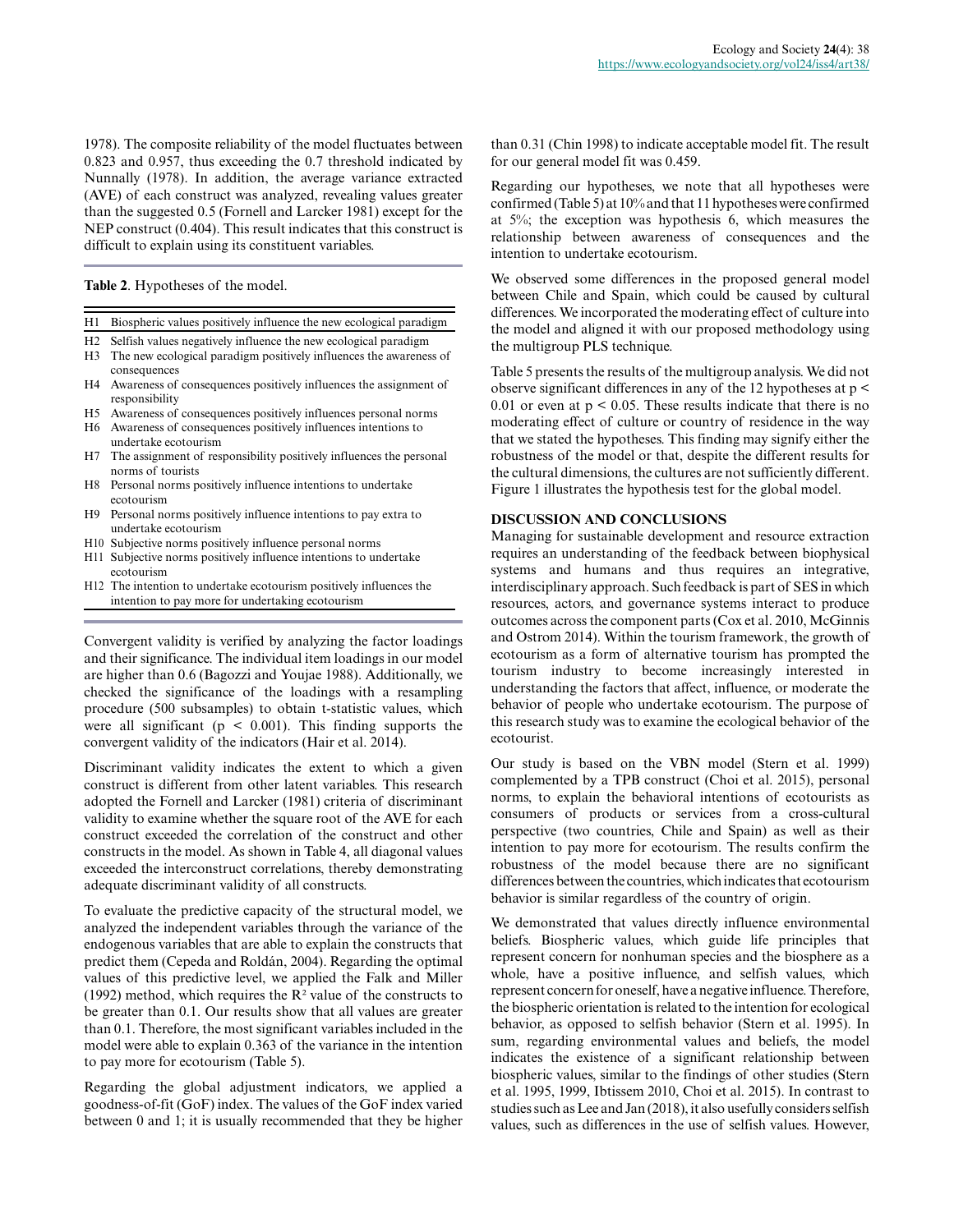1978). The composite reliability of the model fluctuates between 0.823 and 0.957, thus exceeding the 0.7 threshold indicated by Nunnally (1978). In addition, the average variance extracted (AVE) of each construct was analyzed, revealing values greater than the suggested 0.5 (Fornell and Larcker 1981) except for the NEP construct (0.404). This result indicates that this construct is difficult to explain using its constituent variables.

**Table 2**. Hypotheses of the model.

| | |
|---|---|
| H1 | Biospheric values positively influence the new ecological paradigm |
| H2 | Selfish values negatively influence the new ecological paradigm |
| H3 | The new ecological paradigm positively influences the awareness of consequences |
| H4 | Awareness of consequences positively influences the assignment of responsibility |
| H5 | Awareness of consequences positively influences personal norms |
| H6 | Awareness of consequences positively influences intentions to undertake ecotourism |
| H7 | The assignment of responsibility positively influences the personal norms of tourists |
| H8 | Personal norms positively influence intentions to undertake ecotourism |
| H9 | Personal norms positively influence intentions to pay extra to undertake ecotourism |
| H10 | Subjective norms positively influence personal norms |
| H11 | Subjective norms positively influence intentions to undertake ecotourism |
| H12 | The intention to undertake ecotourism positively influences the intention to pay more for undertaking ecotourism |

Convergent validity is verified by analyzing the factor loadings and their significance. The individual item loadings in our model are higher than 0.6 (Bagozzi and Youjae 1988). Additionally, we checked the significance of the loadings with a resampling procedure (500 subsamples) to obtain t-statistic values, which were all significant ($p < 0.001$). This finding supports the convergent validity of the indicators (Hair et al. 2014).

Discriminant validity indicates the extent to which a given construct is different from other latent variables. This research adopted the Fornell and Larcker (1981) criteria of discriminant validity to examine whether the square root of the AVE for each construct exceeded the correlation of the construct and other constructs in the model. As shown in Table 4, all diagonal values exceeded the interconstruct correlations, thereby demonstrating adequate discriminant validity of all constructs.

To evaluate the predictive capacity of the structural model, we analyzed the independent variables through the variance of the endogenous variables that are able to explain the constructs that predict them (Cepeda and Roldán, 2004). Regarding the optimal values of this predictive level, we applied the Falk and Miller (1992) method, which requires the $R^2$ value of the constructs to be greater than 0.1. Our results show that all values are greater than 0.1. Therefore, the most significant variables included in the model were able to explain 0.363 of the variance in the intention to pay more for ecotourism (Table 5).

Regarding the global adjustment indicators, we applied a goodness-of-fit (GoF) index. The values of the GoF index varied between 0 and 1; it is usually recommended that they be higher than 0.31 (Chin 1998) to indicate acceptable model fit. The result for our general model fit was 0.459.

Regarding our hypotheses, we note that all hypotheses were confirmed (Table 5) at 10% and that 11 hypotheses were confirmed at 5%; the exception was hypothesis 6, which measures the relationship between awareness of consequences and the intention to undertake ecotourism.

We observed some differences in the proposed general model between Chile and Spain, which could be caused by cultural differences. We incorporated the moderating effect of culture into the model and aligned it with our proposed methodology using the multigroup PLS technique.

Table 5 presents the results of the multigroup analysis. We did not observe significant differences in any of the 12 hypotheses at $p < 0.01$ or even at $p < 0.05$. These results indicate that there is no moderating effect of culture or country of residence in the way that we stated the hypotheses. This finding may signify either the robustness of the model or that, despite the different results for the cultural dimensions, the cultures are not sufficiently different. Figure 1 illustrates the hypothesis test for the global model.

## DISCUSSION AND CONCLUSIONS

Managing for sustainable development and resource extraction requires an understanding of the feedback between biophysical systems and humans and thus requires an integrative, interdisciplinary approach. Such feedback is part of SES in which resources, actors, and governance systems interact to produce outcomes across the component parts (Cox et al. 2010, McGinnis and Ostrom 2014). Within the tourism framework, the growth of ecotourism as a form of alternative tourism has prompted the tourism industry to become increasingly interested in understanding the factors that affect, influence, or moderate the behavior of people who undertake ecotourism. The purpose of this research study was to examine the ecological behavior of the ecotourist.

Our study is based on the VBN model (Stern et al. 1999) complemented by a TPB construct (Choi et al. 2015), personal norms, to explain the behavioral intentions of ecotourists as consumers of products or services from a cross-cultural perspective (two countries, Chile and Spain) as well as their intention to pay more for ecotourism. The results confirm the robustness of the model because there are no significant differences between the countries, which indicates that ecotourism behavior is similar regardless of the country of origin.

We demonstrated that values directly influence environmental beliefs. Biospheric values, which guide life principles that represent concern for nonhuman species and the biosphere as a whole, have a positive influence, and selfish values, which represent concern for oneself, have a negative influence. Therefore, the biospheric orientation is related to the intention for ecological behavior, as opposed to selfish behavior (Stern et al. 1995). In sum, regarding environmental values and beliefs, the model indicates the existence of a significant relationship between biospheric values, similar to the findings of other studies (Stern et al. 1995, 1999, Ibtissem 2010, Choi et al. 2015). In contrast to studies such as Lee and Jan (2018), it also usefully considers selfish values, such as differences in the use of selfish values. However,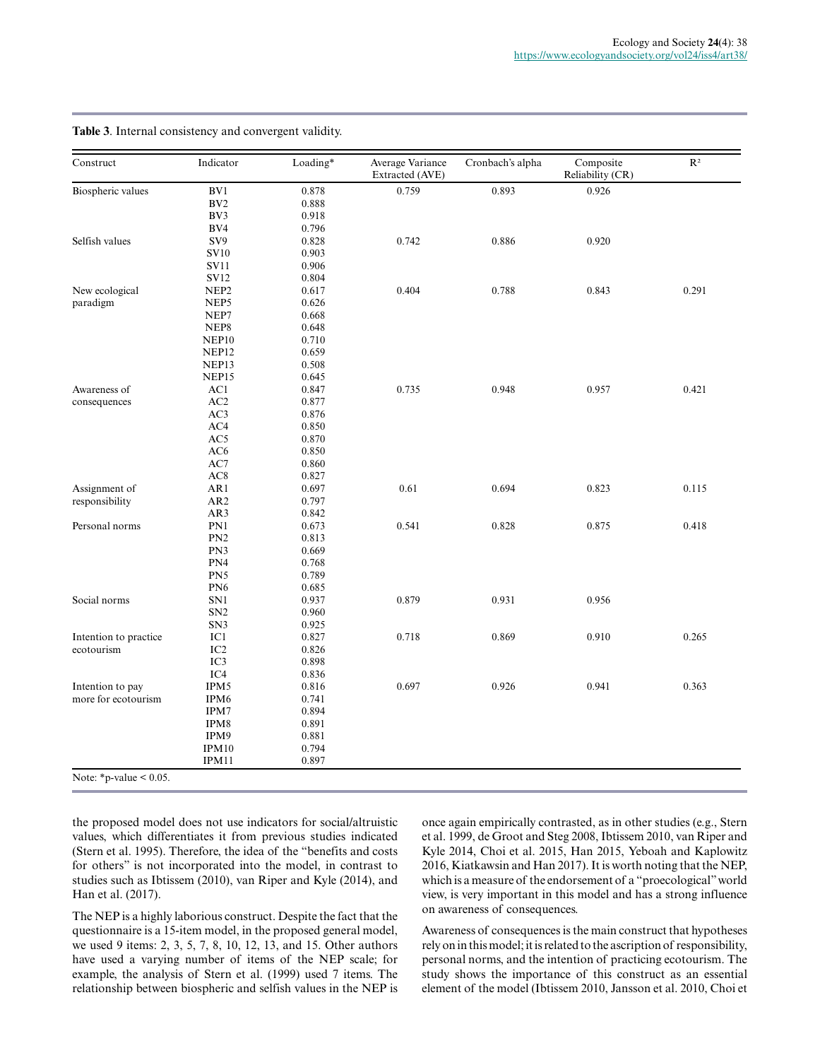**Table 3**. Internal consistency and convergent validity.

| Construct | Indicator | Loading* | Average Variance Extracted (AVE) | Cronbach's alpha | Composite Reliability (CR) | $R^2$ |
|---|---|---|---|---|---|---|
| Biospheric values | BV1 | 0.878 | 0.759 | 0.893 | 0.926 | |
| | BV2 | 0.888 | | | | |
| | BV3 | 0.918 | | | | |
| | BV4 | 0.796 | | | | |
| Selfish values | SV9 | 0.828 | 0.742 | 0.886 | 0.920 | |
| | SV10 | 0.903 | | | | |
| | SV11 | 0.906 | | | | |
| | SV12 | 0.804 | | | | |
| New ecological paradigm | NEP2 | 0.617 | 0.404 | 0.788 | 0.843 | 0.291 |
| | NEP5 | 0.626 | | | | |
| | NEP7 | 0.668 | | | | |
| | NEP8 | 0.648 | | | | |
| | NEP10 | 0.710 | | | | |
| | NEP12 | 0.659 | | | | |
| | NEP13 | 0.508 | | | | |
| | NEP15 | 0.645 | | | | |
| Awareness of consequences | AC1 | 0.847 | 0.735 | 0.948 | 0.957 | 0.421 |
| | AC2 | 0.877 | | | | |
| | AC3 | 0.876 | | | | |
| | AC4 | 0.850 | | | | |
| | AC5 | 0.870 | | | | |
| | AC6 | 0.850 | | | | |
| | AC7 | 0.860 | | | | |
| | AC8 | 0.827 | | | | |
| Assignment of responsibility | AR1 | 0.697 | 0.61 | 0.694 | 0.823 | 0.115 |
| | AR2 | 0.797 | | | | |
| | AR3 | 0.842 | | | | |
| Personal norms | PN1 | 0.673 | 0.541 | 0.828 | 0.875 | 0.418 |
| | PN2 | 0.813 | | | | |
| | PN3 | 0.669 | | | | |
| | PN4 | 0.768 | | | | |
| | PN5 | 0.789 | | | | |
| | PN6 | 0.685 | | | | |
| Social norms | SN1 | 0.937 | 0.879 | 0.931 | 0.956 | |
| | SN2 | 0.960 | | | | |
| | SN3 | 0.925 | | | | |
| Intention to practice ecotourism | IC1 | 0.827 | 0.718 | 0.869 | 0.910 | 0.265 |
| | IC2 | 0.826 | | | | |
| | IC3 | 0.898 | | | | |
| | IC4 | 0.836 | | | | |
| Intention to pay more for ecotourism | IPM5 | 0.816 | 0.697 | 0.926 | 0.941 | 0.363 |
| | IPM6 | 0.741 | | | | |
| | IPM7 | 0.894 | | | | |
| | IPM8 | 0.891 | | | | |
| | IPM9 | 0.881 | | | | |
| | IPM10 | 0.794 | | | | |
| | IPM11 | 0.897 | | | | |

Note: *p-value < 0.05.

the proposed model does not use indicators for social/altruistic values, which differentiates it from previous studies indicated (Stern et al. 1995). Therefore, the idea of the "benefits and costs for others" is not incorporated into the model, in contrast to studies such as Ibtissem (2010), van Riper and Kyle (2014), and Han et al. (2017).

The NEP is a highly laborious construct. Despite the fact that the questionnaire is a 15-item model, in the proposed general model, we used 9 items: 2, 3, 5, 7, 8, 10, 12, 13, and 15. Other authors have used a varying number of items of the NEP scale; for example, the analysis of Stern et al. (1999) used 7 items. The relationship between biospheric and selfish values in the NEP is once again empirically contrasted, as in other studies (e.g., Stern et al. 1999, de Groot and Steg 2008, Ibtissem 2010, van Riper and Kyle 2014, Choi et al. 2015, Han 2015, Yeboah and Kaplowitz 2016, Kiatkawsin and Han 2017). It is worth noting that the NEP, which is a measure of the endorsement of a "proecological" world view, is very important in this model and has a strong influence on awareness of consequences.

Awareness of consequences is the main construct that hypotheses rely on in this model; it is related to the ascription of responsibility, personal norms, and the intention of practicing ecotourism. The study shows the importance of this construct as an essential element of the model (Ibtissem 2010, Jansson et al. 2010, Choi et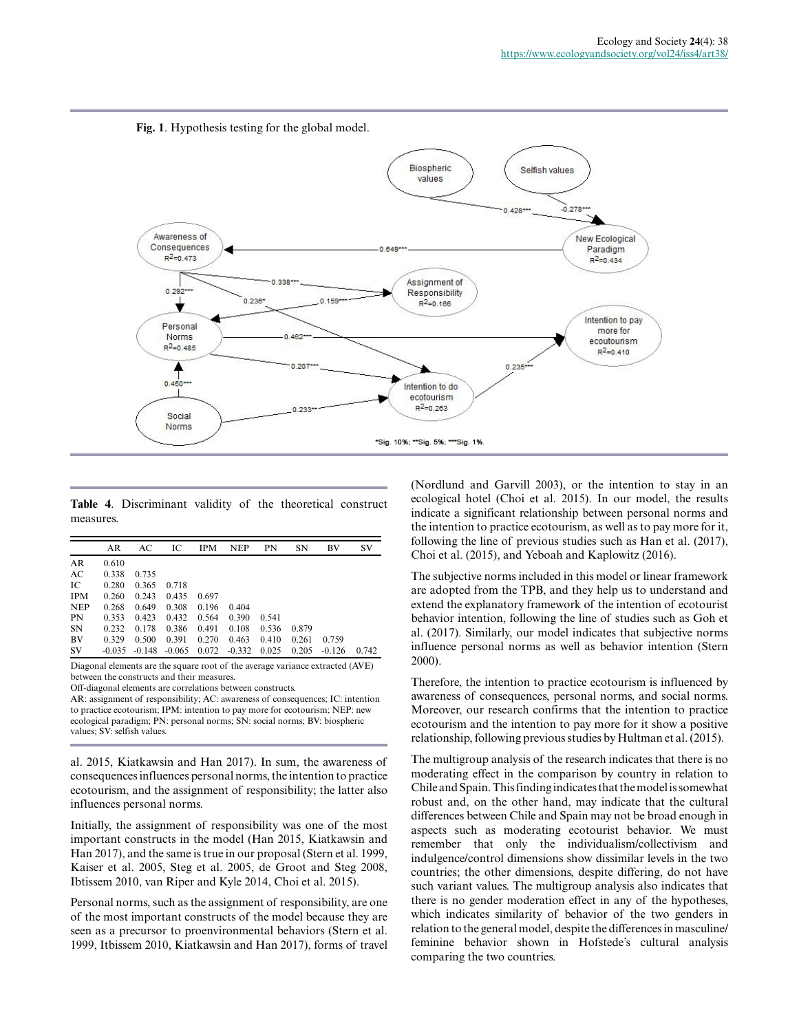**Fig. 1**. Hypothesis testing for the global model.

**Table 4**. Discriminant validity of the theoretical construct measures.

| | AR | AC | IC | IPM | NEP | PN | SN | BV | SV |
|---|---|---|---|---|---|---|---|---|---|
| AR | 0.610 | | | | | | | | |
| AC | 0.338 | 0.735 | | | | | | | |
| IC | 0.280 | 0.365 | 0.718 | | | | | | |
| IPM | 0.260 | 0.243 | 0.435 | 0.697 | | | | | |
| NEP | 0.268 | 0.649 | 0.308 | 0.196 | 0.404 | | | | |
| PN | 0.353 | 0.423 | 0.432 | 0.564 | 0.390 | 0.541 | | | |
| SN | 0.232 | 0.178 | 0.386 | 0.491 | 0.108 | 0.536 | 0.879 | | |
| BV | 0.329 | 0.500 | 0.391 | 0.270 | 0.463 | 0.410 | 0.261 | 0.759 | |
| SV | -0.035 | -0.148 | -0.065 | 0.072 | -0.332 | 0.025 | 0.205 | -0.126 | 0.742 |

Diagonal elements are the square root of the average variance extracted (AVE) between the constructs and their measures.
Off-diagonal elements are correlations between constructs.
AR: assignment of responsibility; AC: awareness of consequences; IC: intention to practice ecotourism; IPM: intention to pay more for ecotourism; NEP: new ecological paradigm; PN: personal norms; SN: social norms; BV: biospheric values; SV: selfish values.

al. 2015, Kiatkawsin and Han 2017). In sum, the awareness of consequences influences personal norms, the intention to practice ecotourism, and the assignment of responsibility; the latter also influences personal norms.

Initially, the assignment of responsibility was one of the most important constructs in the model (Han 2015, Kiatkawsin and Han 2017), and the same is true in our proposal (Stern et al. 1999, Kaiser et al. 2005, Steg et al. 2005, de Groot and Steg 2008, Ibtissem 2010, van Riper and Kyle 2014, Choi et al. 2015).

Personal norms, such as the assignment of responsibility, are one of the most important constructs of the model because they are seen as a precursor to proenvironmental behaviors (Stern et al. 1999, Itbissem 2010, Kiatkawsin and Han 2017), forms of travel (Nordlund and Garvill 2003), or the intention to stay in an ecological hotel (Choi et al. 2015). In our model, the results indicate a significant relationship between personal norms and the intention to practice ecotourism, as well as to pay more for it, following the line of previous studies such as Han et al. (2017), Choi et al. (2015), and Yeboah and Kaplowitz (2016).

The subjective norms included in this model or linear framework are adopted from the TPB, and they help us to understand and extend the explanatory framework of the intention of ecotourist behavior intention, following the line of studies such as Goh et al. (2017). Similarly, our model indicates that subjective norms influence personal norms as well as behavior intention (Stern 2000).

Therefore, the intention to practice ecotourism is influenced by awareness of consequences, personal norms, and social norms. Moreover, our research confirms that the intention to practice ecotourism and the intention to pay more for it show a positive relationship, following previous studies by Hultman et al. (2015).

The multigroup analysis of the research indicates that there is no moderating effect in the comparison by country in relation to Chile and Spain. This finding indicates that the model is somewhat robust and, on the other hand, may indicate that the cultural differences between Chile and Spain may not be broad enough in aspects such as moderating ecotourist behavior. We must remember that only the individualism/collectivism and indulgence/control dimensions show dissimilar levels in the two countries; the other dimensions, despite differing, do not have such variant values. The multigroup analysis also indicates that there is no gender moderation effect in any of the hypotheses, which indicates similarity of behavior of the two genders in relation to the general model, despite the differences in masculine/feminine behavior shown in Hofstede's cultural analysis comparing the two countries.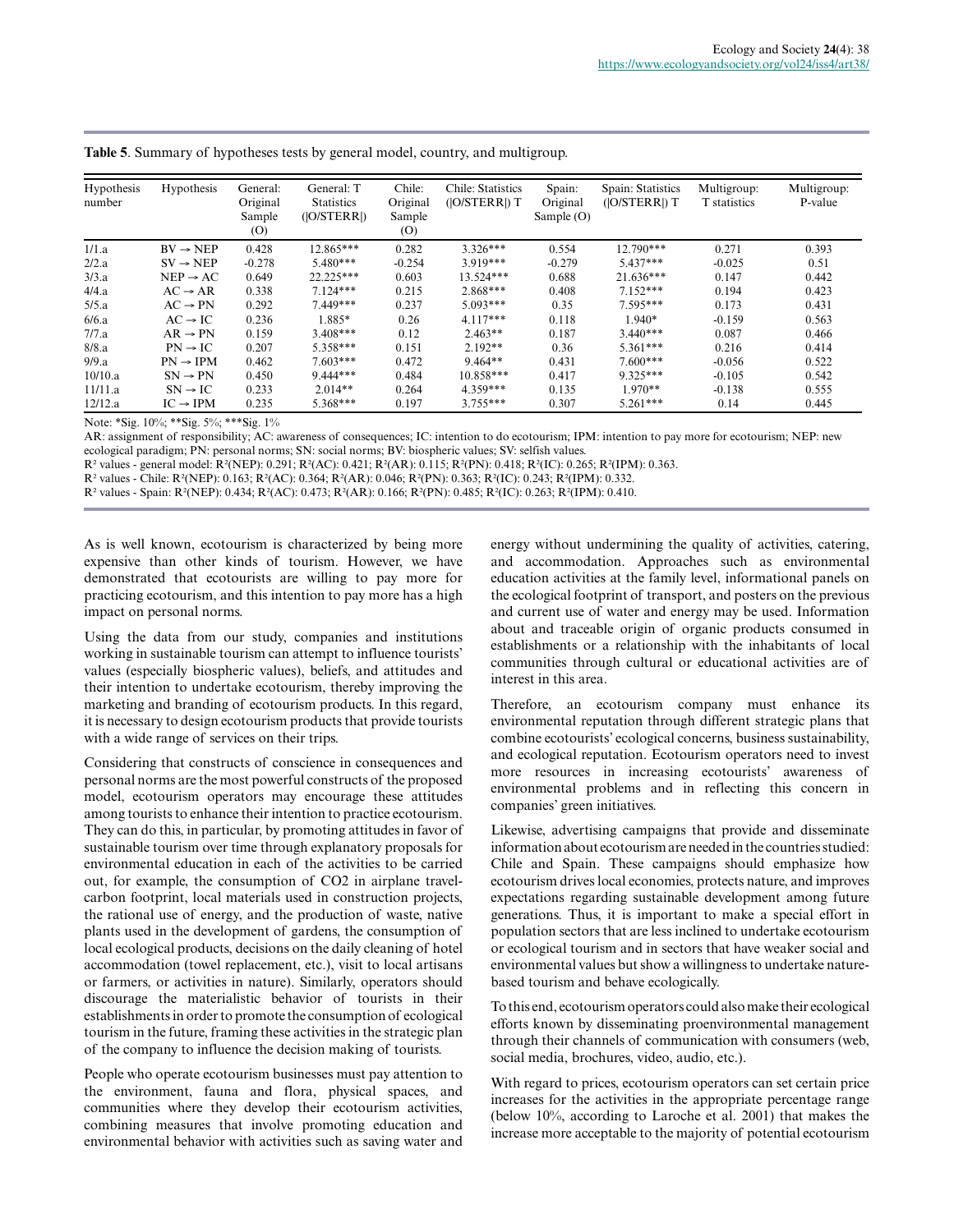**Table 5**. Summary of hypotheses tests by general model, country, and multigroup.

| Hypothesis number | Hypothesis | General: Original Sample (O) | General: T Statistics (\|O/STERR\|) | Chile: Original Sample (O) | Chile: Statistics (\|O/STERR\|) T | Spain: Original Sample (O) | Spain: Statistics (\|O/STERR\|) T | Multigroup: T statistics | Multigroup: P-value |
|---|---|---|---|---|---|---|---|---|---|
| 1/1.a | BV → NEP | 0.428 | 12.865*** | 0.282 | 3.326*** | 0.554 | 12.790*** | 0.271 | 0.393 |
| 2/2.a | SV → NEP | -0.278 | 5.480*** | -0.254 | 3.919*** | -0.279 | 5.437*** | -0.025 | 0.51 |
| 3/3.a | NEP → AC | 0.649 | 22.225*** | 0.603 | 13.524*** | 0.688 | 21.636*** | 0.147 | 0.442 |
| 4/4.a | AC → AR | 0.338 | 7.124*** | 0.215 | 2.868*** | 0.408 | 7.152*** | 0.194 | 0.423 |
| 5/5.a | AC → PN | 0.292 | 7.449*** | 0.237 | 5.093*** | 0.35 | 7.595*** | 0.173 | 0.431 |
| 6/6.a | AC → IC | 0.236 | 1.885* | 0.26 | 4.117*** | 0.118 | 1.940* | -0.159 | 0.563 |
| 7/7.a | AR → PN | 0.159 | 3.408*** | 0.12 | 2.463** | 0.187 | 3.440*** | 0.087 | 0.466 |
| 8/8.a | PN → IC | 0.207 | 5.358*** | 0.151 | 2.192** | 0.36 | 5.361*** | 0.216 | 0.414 |
| 9/9.a | PN → IPM | 0.462 | 7.603*** | 0.472 | 9.464** | 0.431 | 7.600*** | -0.056 | 0.522 |
| 10/10.a | SN → PN | 0.450 | 9.444*** | 0.484 | 10.858*** | 0.417 | 9.325*** | -0.105 | 0.542 |
| 11/11.a | SN → IC | 0.233 | 2.014** | 0.264 | 4.359*** | 0.135 | 1.970** | -0.138 | 0.555 |
| 12/12.a | IC → IPM | 0.235 | 5.368*** | 0.197 | 3.755*** | 0.307 | 5.261*** | 0.14 | 0.445 |

Note: *Sig. 10%; **Sig. 5%; ***Sig. 1%

AR: assignment of responsibility; AC: awareness of consequences; IC: intention to do ecotourism; IPM: intention to pay more for ecotourism; NEP: new ecological paradigm; PN: personal norms; SN: social norms; BV: biospheric values; SV: selfish values.

$R^2$ values - general model: $R^2$(NEP): 0.291; $R^2$(AC): 0.421; $R^2$(AR): 0.115; $R^2$(PN): 0.418; $R^2$(IC): 0.265; $R^2$(IPM): 0.363.

$R^2$ values - Chile: $R^2$(NEP): 0.163; $R^2$(AC): 0.364; $R^2$(AR): 0.046; $R^2$(PN): 0.363; $R^2$(IC): 0.243; $R^2$(IPM): 0.332.

$R^2$ values - Spain: $R^2$(NEP): 0.434; $R^2$(AC): 0.473; $R^2$(AR): 0.166; $R^2$(PN): 0.485; $R^2$(IC): 0.263; $R^2$(IPM): 0.410.

As is well known, ecotourism is characterized by being more expensive than other kinds of tourism. However, we have demonstrated that ecotourists are willing to pay more for practicing ecotourism, and this intention to pay more has a high impact on personal norms.

Using the data from our study, companies and institutions working in sustainable tourism can attempt to influence tourists' values (especially biospheric values), beliefs, and attitudes and their intention to undertake ecotourism, thereby improving the marketing and branding of ecotourism products. In this regard, it is necessary to design ecotourism products that provide tourists with a wide range of services on their trips.

Considering that constructs of conscience in consequences and personal norms are the most powerful constructs of the proposed model, ecotourism operators may encourage these attitudes among tourists to enhance their intention to practice ecotourism. They can do this, in particular, by promoting attitudes in favor of sustainable tourism over time through explanatory proposals for environmental education in each of the activities to be carried out, for example, the consumption of CO2 in airplane travel-carbon footprint, local materials used in construction projects, the rational use of energy, and the production of waste, native plants used in the development of gardens, the consumption of local ecological products, decisions on the daily cleaning of hotel accommodation (towel replacement, etc.), visit to local artisans or farmers, or activities in nature). Similarly, operators should discourage the materialistic behavior of tourists in their establishments in order to promote the consumption of ecological tourism in the future, framing these activities in the strategic plan of the company to influence the decision making of tourists.

People who operate ecotourism businesses must pay attention to the environment, fauna and flora, physical spaces, and communities where they develop their ecotourism activities, combining measures that involve promoting education and environmental behavior with activities such as saving water and energy without undermining the quality of activities, catering, and accommodation. Approaches such as environmental education activities at the family level, informational panels on the ecological footprint of transport, and posters on the previous and current use of water and energy may be used. Information about and traceable origin of organic products consumed in establishments or a relationship with the inhabitants of local communities through cultural or educational activities are of interest in this area.

Therefore, an ecotourism company must enhance its environmental reputation through different strategic plans that combine ecotourists' ecological concerns, business sustainability, and ecological reputation. Ecotourism operators need to invest more resources in increasing ecotourists' awareness of environmental problems and in reflecting this concern in companies' green initiatives.

Likewise, advertising campaigns that provide and disseminate information about ecotourism are needed in the countries studied: Chile and Spain. These campaigns should emphasize how ecotourism drives local economies, protects nature, and improves expectations regarding sustainable development among future generations. Thus, it is important to make a special effort in population sectors that are less inclined to undertake ecotourism or ecological tourism and in sectors that have weaker social and environmental values but show a willingness to undertake nature-based tourism and behave ecologically.

To this end, ecotourism operators could also make their ecological efforts known by disseminating proenvironmental management through their channels of communication with consumers (web, social media, brochures, video, audio, etc.).

With regard to prices, ecotourism operators can set certain price increases for the activities in the appropriate percentage range (below 10%, according to Laroche et al. 2001) that makes the increase more acceptable to the majority of potential ecotourism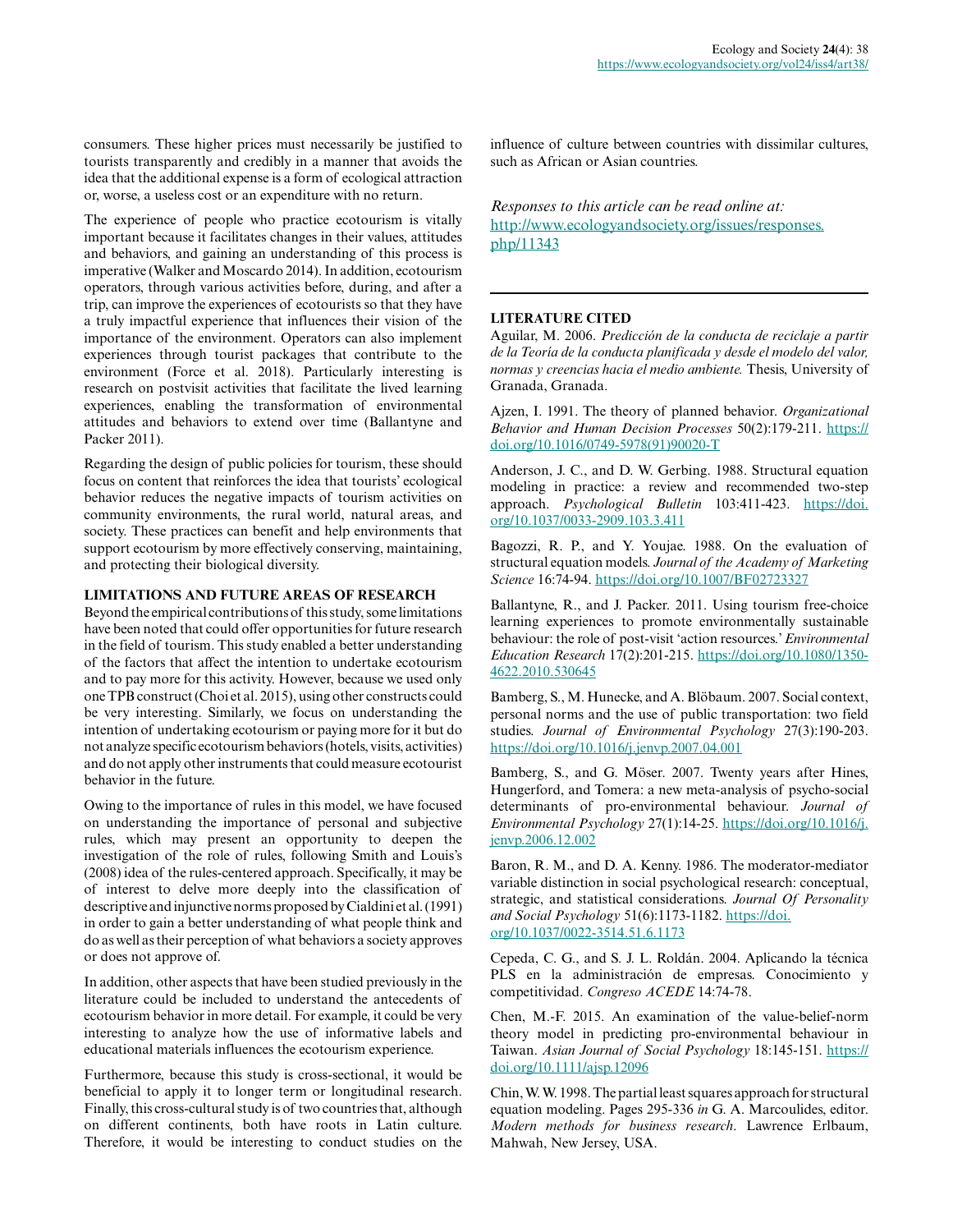consumers. These higher prices must necessarily be justified to tourists transparently and credibly in a manner that avoids the idea that the additional expense is a form of ecological attraction or, worse, a useless cost or an expenditure with no return.

The experience of people who practice ecotourism is vitally important because it facilitates changes in their values, attitudes and behaviors, and gaining an understanding of this process is imperative (Walker and Moscardo 2014). In addition, ecotourism operators, through various activities before, during, and after a trip, can improve the experiences of ecotourists so that they have a truly impactful experience that influences their vision of the importance of the environment. Operators can also implement experiences through tourist packages that contribute to the environment (Force et al. 2018). Particularly interesting is research on postvisit activities that facilitate the lived learning experiences, enabling the transformation of environmental attitudes and behaviors to extend over time (Ballantyne and Packer 2011).

Regarding the design of public policies for tourism, these should focus on content that reinforces the idea that tourists' ecological behavior reduces the negative impacts of tourism activities on community environments, the rural world, natural areas, and society. These practices can benefit and help environments that support ecotourism by more effectively conserving, maintaining, and protecting their biological diversity.

## LIMITATIONS AND FUTURE AREAS OF RESEARCH

Beyond the empirical contributions of this study, some limitations have been noted that could offer opportunities for future research in the field of tourism. This study enabled a better understanding of the factors that affect the intention to undertake ecotourism and to pay more for this activity. However, because we used only one TPB construct (Choi et al. 2015), using other constructs could be very interesting. Similarly, we focus on understanding the intention of undertaking ecotourism or paying more for it but do not analyze specific ecotourism behaviors (hotels, visits, activities) and do not apply other instruments that could measure ecotourist behavior in the future.

Owing to the importance of rules in this model, we have focused on understanding the importance of personal and subjective rules, which may present an opportunity to deepen the investigation of the role of rules, following Smith and Louis's (2008) idea of the rules-centered approach. Specifically, it may be of interest to delve more deeply into the classification of descriptive and injunctive norms proposed by Cialdini et al. (1991) in order to gain a better understanding of what people think and do as well as their perception of what behaviors a society approves or does not approve of.

In addition, other aspects that have been studied previously in the literature could be included to understand the antecedents of ecotourism behavior in more detail. For example, it could be very interesting to analyze how the use of informative labels and educational materials influences the ecotourism experience.

Furthermore, because this study is cross-sectional, it would be beneficial to apply it to longer term or longitudinal research. Finally, this cross-cultural study is of two countries that, although on different continents, both have roots in Latin culture. Therefore, it would be interesting to conduct studies on the influence of culture between countries with dissimilar cultures, such as African or Asian countries.

*Responses to this article can be read online at:*
http://www.ecologyandsociety.org/issues/responses.php/11343

---

## LITERATURE CITED

Aguilar, M. 2006. *Predicción de la conducta de reciclaje a partir de la Teoría de la conducta planificada y desde el modelo del valor, normas y creencias hacia el medio ambiente.* Thesis, University of Granada, Granada.

Ajzen, I. 1991. The theory of planned behavior. *Organizational Behavior and Human Decision Processes* 50(2):179-211. https://doi.org/10.1016/0749-5978(91)90020-T

Anderson, J. C., and D. W. Gerbing. 1988. Structural equation modeling in practice: a review and recommended two-step approach. *Psychological Bulletin* 103:411-423. https://doi.org/10.1037/0033-2909.103.3.411

Bagozzi, R. P., and Y. Youjae. 1988. On the evaluation of structural equation models. *Journal of the Academy of Marketing Science* 16:74-94. https://doi.org/10.1007/BF02723327

Ballantyne, R., and J. Packer. 2011. Using tourism free-choice learning experiences to promote environmentally sustainable behaviour: the role of post-visit 'action resources.' *Environmental Education Research* 17(2):201-215. https://doi.org/10.1080/1350-4622.2010.530645

Bamberg, S., M. Hunecke, and A. Blöbaum. 2007. Social context, personal norms and the use of public transportation: two field studies. *Journal of Environmental Psychology* 27(3):190-203. https://doi.org/10.1016/j.jenvp.2007.04.001

Bamberg, S., and G. Möser. 2007. Twenty years after Hines, Hungerford, and Tomera: a new meta-analysis of psycho-social determinants of pro-environmental behaviour. *Journal of Environmental Psychology* 27(1):14-25. https://doi.org/10.1016/j.jenvp.2006.12.002

Baron, R. M., and D. A. Kenny. 1986. The moderator-mediator variable distinction in social psychological research: conceptual, strategic, and statistical considerations. *Journal Of Personality and Social Psychology* 51(6):1173-1182. https://doi.org/10.1037/0022-3514.51.6.1173

Cepeda, C. G., and S. J. L. Roldán. 2004. Aplicando la técnica PLS en la administración de empresas. Conocimiento y competitividad. *Congreso ACEDE* 14:74-78.

Chen, M.-F. 2015. An examination of the value-belief-norm theory model in predicting pro-environmental behaviour in Taiwan. *Asian Journal of Social Psychology* 18:145-151. https://doi.org/10.1111/ajsp.12096

Chin, W. W. 1998. The partial least squares approach for structural equation modeling. Pages 295-336 *in* G. A. Marcoulides, editor. *Modern methods for business research*. Lawrence Erlbaum, Mahwah, New Jersey, USA.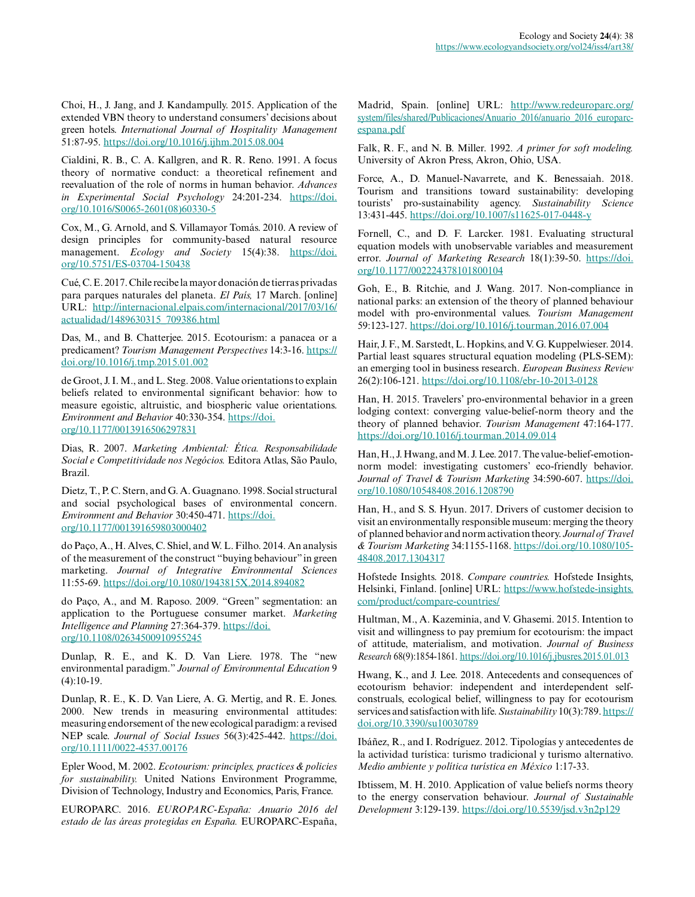Choi, H., J. Jang, and J. Kandampully. 2015. Application of the extended VBN theory to understand consumers' decisions about green hotels. *International Journal of Hospitality Management* 51:87-95. https://doi.org/10.1016/j.ijhm.2015.08.004

Cialdini, R. B., C. A. Kallgren, and R. R. Reno. 1991. A focus theory of normative conduct: a theoretical refinement and reevaluation of the role of norms in human behavior. *Advances in Experimental Social Psychology* 24:201-234. https://doi.org/10.1016/S0065-2601(08)60330-5

Cox, M., G. Arnold, and S. Villamayor Tomás. 2010. A review of design principles for community-based natural resource management. *Ecology and Society* 15(4):38. https://doi.org/10.5751/ES-03704-150438

Cué, C. E. 2017. Chile recibe la mayor donación de tierras privadas para parques naturales del planeta. *El País,* 17 March. [online] URL: http://internacional.elpais.com/internacional/2017/03/16/actualidad/1489630315_709386.html

Das, M., and B. Chatterjee. 2015. Ecotourism: a panacea or a predicament? *Tourism Management Perspectives* 14:3-16. https://doi.org/10.1016/j.tmp.2015.01.002

de Groot, J. I. M., and L. Steg. 2008. Value orientations to explain beliefs related to environmental significant behavior: how to measure egoistic, altruistic, and biospheric value orientations. *Environment and Behavior* 40:330-354. https://doi.org/10.1177/0013916506297831

Dias, R. 2007. *Marketing Ambiental: Ética. Responsabilidade Social e Competitividade nos Negócios.* Editora Atlas, São Paulo, Brazil.

Dietz, T., P. C. Stern, and G. A. Guagnano. 1998. Social structural and social psychological bases of environmental concern. *Environment and Behavior* 30:450-471. https://doi.org/10.1177/001391659803000402

do Paço, A., H. Alves, C. Shiel, and W. L. Filho. 2014. An analysis of the measurement of the construct "buying behaviour" in green marketing. *Journal of Integrative Environmental Sciences* 11:55-69. https://doi.org/10.1080/1943815X.2014.894082

do Paço, A., and M. Raposo. 2009. "Green" segmentation: an application to the Portuguese consumer market. *Marketing Intelligence and Planning* 27:364-379. https://doi.org/10.1108/02634500910955245

Dunlap, R. E., and K. D. Van Liere. 1978. The "new environmental paradigm." *Journal of Environmental Education* 9 (4):10-19.

Dunlap, R. E., K. D. Van Liere, A. G. Mertig, and R. E. Jones. 2000. New trends in measuring environmental attitudes: measuring endorsement of the new ecological paradigm: a revised NEP scale. *Journal of Social Issues* 56(3):425-442. https://doi.org/10.1111/0022-4537.00176

Epler Wood, M. 2002. *Ecotourism: principles, practices & policies for sustainability.* United Nations Environment Programme, Division of Technology, Industry and Economics, Paris, France.

EUROPARC. 2016. *EUROPARC-España: Anuario 2016 del estado de las áreas protegidas en España.* EUROPARC-España, Madrid, Spain. [online] URL: http://www.redeuroparc.org/system/files/shared/Publicaciones/Anuario_2016/anuario_2016_europarc-espana.pdf

Falk, R. F., and N. B. Miller. 1992. *A primer for soft modeling.* University of Akron Press, Akron, Ohio, USA.

Force, A., D. Manuel-Navarrete, and K. Benessaiah. 2018. Tourism and transitions toward sustainability: developing tourists' pro-sustainability agency. *Sustainability Science* 13:431-445. https://doi.org/10.1007/s11625-017-0448-y

Fornell, C., and D. F. Larcker. 1981. Evaluating structural equation models with unobservable variables and measurement error. *Journal of Marketing Research* 18(1):39-50. https://doi.org/10.1177/002224378101800104

Goh, E., B. Ritchie, and J. Wang. 2017. Non-compliance in national parks: an extension of the theory of planned behaviour model with pro-environmental values. *Tourism Management* 59:123-127. https://doi.org/10.1016/j.tourman.2016.07.004

Hair, J. F., M. Sarstedt, L. Hopkins, and V. G. Kuppelwieser. 2014. Partial least squares structural equation modeling (PLS-SEM): an emerging tool in business research. *European Business Review* 26(2):106-121. https://doi.org/10.1108/ebr-10-2013-0128

Han, H. 2015. Travelers' pro-environmental behavior in a green lodging context: converging value-belief-norm theory and the theory of planned behavior. *Tourism Management* 47:164-177. https://doi.org/10.1016/j.tourman.2014.09.014

Han, H., J. Hwang, and M. J. Lee. 2017. The value-belief-emotion-norm model: investigating customers' eco-friendly behavior. *Journal of Travel & Tourism Marketing* 34:590-607. https://doi.org/10.1080/10548408.2016.1208790

Han, H., and S. S. Hyun. 2017. Drivers of customer decision to visit an environmentally responsible museum: merging the theory of planned behavior and norm activation theory. *Journal of Travel & Tourism Marketing* 34:1155-1168. https://doi.org/10.1080/10548408.2017.1304317

Hofstede Insights. 2018. *Compare countries.* Hofstede Insights, Helsinki, Finland. [online] URL: https://www.hofstede-insights.com/product/compare-countries/

Hultman, M., A. Kazeminia, and V. Ghasemi. 2015. Intention to visit and willingness to pay premium for ecotourism: the impact of attitude, materialism, and motivation. *Journal of Business Research* 68(9):1854-1861. https://doi.org/10.1016/j.jbusres.2015.01.013

Hwang, K., and J. Lee. 2018. Antecedents and consequences of ecotourism behavior: independent and interdependent self-construals, ecological belief, willingness to pay for ecotourism services and satisfaction with life. *Sustainability* 10(3):789. https://doi.org/10.3390/su10030789

Ibáñez, R., and I. Rodríguez. 2012. Tipologías y antecedentes de la actividad turística: turismo tradicional y turismo alternativo. *Medio ambiente y política turística en México* 1:17-33.

Ibtissem, M. H. 2010. Application of value beliefs norms theory to the energy conservation behaviour. *Journal of Sustainable Development* 3:129-139. https://doi.org/10.5539/jsd.v3n2p129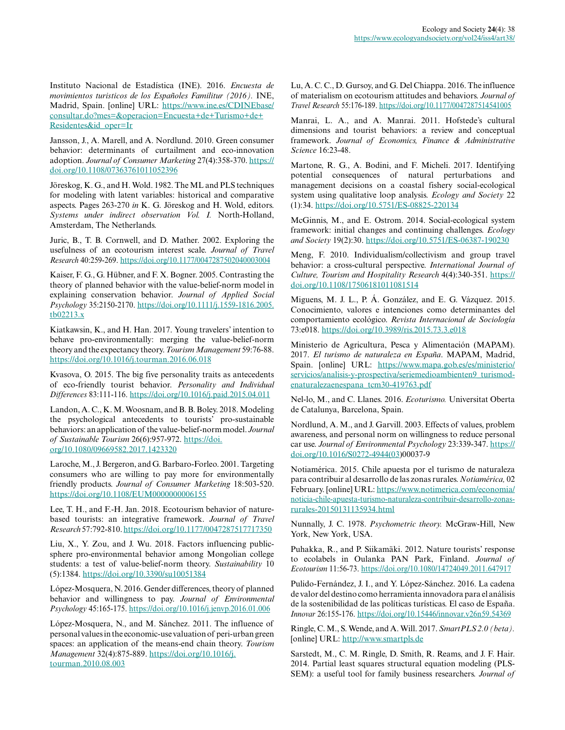Instituto Nacional de Estadística (INE). 2016. *Encuesta de movimientos turisticos de los Españoles Familitur (2016)*. INE, Madrid, Spain. [online] URL: https://www.ine.es/CDINEbase/consultar.do?mes=&operacion=Encuesta+de+Turismo+de+Residentes&id_oper=Ir

Jansson, J., A. Marell, and A. Nordlund. 2010. Green consumer behavior: determinants of curtailment and eco-innovation adoption. *Journal of Consumer Marketing* 27(4):358-370. https://doi.org/10.1108/07363761011052396

Jöreskog, K. G., and H. Wold. 1982. The ML and PLS techniques for modeling with latent variables: historical and comparative aspects. Pages 263-270 *in* K. G. Jöreskog and H. Wold, editors. *Systems under indirect observation Vol. I.* North-Holland, Amsterdam, The Netherlands.

Juric, B., T. B. Cornwell, and D. Mather. 2002. Exploring the usefulness of an ecotourism interest scale. *Journal of Travel Research* 40:259-269. https://doi.org/10.1177/0047287502040003004

Kaiser, F. G., G. Hübner, and F. X. Bogner. 2005. Contrasting the theory of planned behavior with the value-belief-norm model in explaining conservation behavior. *Journal of Applied Social Psychology* 35:2150-2170. https://doi.org/10.1111/j.1559-1816.2005.tb02213.x

Kiatkawsin, K., and H. Han. 2017. Young travelers' intention to behave pro-environmentally: merging the value-belief-norm theory and the expectancy theory. *Tourism Management* 59:76-88. https://doi.org/10.1016/j.tourman.2016.06.018

Kvasova, O. 2015. The big five personality traits as antecedents of eco-friendly tourist behavior. *Personality and Individual Differences* 83:111-116. https://doi.org/10.1016/j.paid.2015.04.011

Landon, A. C., K. M. Woosnam, and B. B. Boley. 2018. Modeling the psychological antecedents to tourists' pro-sustainable behaviors: an application of the value-belief-norm model. *Journal of Sustainable Tourism* 26(6):957-972. https://doi.org/10.1080/09669582.2017.1423320

Laroche, M., J. Bergeron, and G. Barbaro-Forleo. 2001. Targeting consumers who are willing to pay more for environmentally friendly products. *Journal of Consumer Marketing* 18:503-520. https://doi.org/10.1108/EUM0000000006155

Lee, T. H., and F.-H. Jan. 2018. Ecotourism behavior of nature-based tourists: an integrative framework. *Journal of Travel Research* 57:792-810. https://doi.org/10.1177/0047287517717350

Liu, X., Y. Zou, and J. Wu. 2018. Factors influencing public-sphere pro-environmental behavior among Mongolian college students: a test of value-belief-norm theory. *Sustainability* 10 (5):1384. https://doi.org/10.3390/su10051384

López-Mosquera, N. 2016. Gender differences, theory of planned behavior and willingness to pay. *Journal of Environmental Psychology* 45:165-175. https://doi.org/10.1016/j.jenvp.2016.01.006

López-Mosquera, N., and M. Sánchez. 2011. The influence of personal values in the economic-use valuation of peri-urban green spaces: an application of the means-end chain theory. *Tourism Management* 32(4):875-889. https://doi.org/10.1016/j.tourman.2010.08.003

Lu, A. C. C., D. Gursoy, and G. Del Chiappa. 2016. The influence of materialism on ecotourism attitudes and behaviors. *Journal of Travel Research* 55:176-189. https://doi.org/10.1177/0047287514541005

Manrai, L. A., and A. Manrai. 2011. Hofstede's cultural dimensions and tourist behaviors: a review and conceptual framework. *Journal of Economics, Finance & Administrative Science* 16:23-48.

Martone, R. G., A. Bodini, and F. Micheli. 2017. Identifying potential consequences of natural perturbations and management decisions on a coastal fishery social-ecological system using qualitative loop analysis. *Ecology and Society* 22 (1):34. https://doi.org/10.5751/ES-08825-220134

McGinnis, M., and E. Ostrom. 2014. Social-ecological system framework: initial changes and continuing challenges. *Ecology and Society* 19(2):30. https://doi.org/10.5751/ES-06387-190230

Meng, F. 2010. Individualism/collectivism and group travel behavior: a cross-cultural perspective. *International Journal of Culture, Tourism and Hospitality Research* 4(4):340-351. https://doi.org/10.1108/17506181011081514

Miguens, M. J. L., P. Á. González, and E. G. Vázquez. 2015. Conocimiento, valores e intenciones como determinantes del comportamiento ecológico. *Revista Internacional de Sociología* 73:e018. https://doi.org/10.3989/ris.2015.73.3.e018

Ministerio de Agricultura, Pesca y Alimentación (MAPAM). 2017. *El turismo de naturaleza en España*. MAPAM, Madrid, Spain. [online] URL: https://www.mapa.gob.es/es/ministerio/servicios/analisis-y-prospectiva/seriemedioambienten9_turismod-enaturalezaenespana_tcm30-419763.pdf

Nel-lo, M., and C. Llanes. 2016. *Ecoturismo.* Universitat Oberta de Catalunya, Barcelona, Spain.

Nordlund, A. M., and J. Garvill. 2003. Effects of values, problem awareness, and personal norm on willingness to reduce personal car use. *Journal of Environmental Psychology* 23:339-347. https://doi.org/10.1016/S0272-4944(03)00037-9

Notiamérica. 2015. Chile apuesta por el turismo de naturaleza para contribuir al desarrollo de las zonas rurales. *Notiamérica,* 02 February. [online] URL: https://www.notimerica.com/economia/noticia-chile-apuesta-turismo-naturaleza-contribuir-desarrollo-zonas-rurales-20150131135934.html

Nunnally, J. C. 1978. *Psychometric theory.* McGraw-Hill, New York, New York, USA.

Puhakka, R., and P. Siikamäki. 2012. Nature tourists' response to ecolabels in Oulanka PAN Park, Finland. *Journal of Ecotourism* 11:56-73. https://doi.org/10.1080/14724049.2011.647917

Pulido-Fernández, J. I., and Y. López-Sánchez. 2016. La cadena de valor del destino como herramienta innovadora para el análisis de la sostenibilidad de las políticas turísticas. El caso de España. *Innovar* 26:155-176. https://doi.org/10.15446/innovar.v26n59.54369

Ringle, C. M., S. Wende, and A. Will. 2017. *SmartPLS 2.0 (beta).* [online] URL: http://www.smartpls.de

Sarstedt, M., C. M. Ringle, D. Smith, R. Reams, and J. F. Hair. 2014. Partial least squares structural equation modeling (PLS-SEM): a useful tool for family business researchers. *Journal of*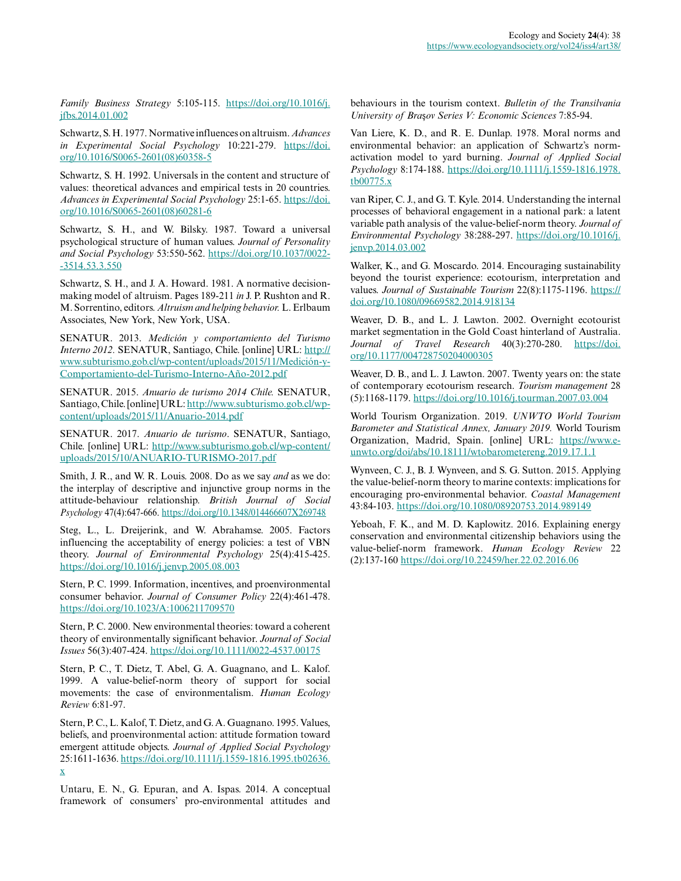*Family Business Strategy* 5:105-115. https://doi.org/10.1016/j.jfbs.2014.01.002

Schwartz, S. H. 1977. Normative influences on altruism. *Advances in Experimental Social Psychology* 10:221-279. https://doi.org/10.1016/S0065-2601(08)60358-5

Schwartz, S. H. 1992. Universals in the content and structure of values: theoretical advances and empirical tests in 20 countries. *Advances in Experimental Social Psychology* 25:1-65. https://doi.org/10.1016/S0065-2601(08)60281-6

Schwartz, S. H., and W. Bilsky. 1987. Toward a universal psychological structure of human values. *Journal of Personality and Social Psychology* 53:550-562. https://doi.org/10.1037/0022-3514.53.3.550

Schwartz, S. H., and J. A. Howard. 1981. A normative decision-making model of altruism. Pages 189-211 *in* J. P. Rushton and R. M. Sorrentino, editors. *Altruism and helping behavior.* L. Erlbaum Associates, New York, New York, USA.

SENATUR. 2013. *Medición y comportamiento del Turismo Interno 2012.* SENATUR, Santiago, Chile. [online] URL: http://www.subturismo.gob.cl/wp-content/uploads/2015/11/Medición-y-Comportamiento-del-Turismo-Interno-Año-2012.pdf

SENATUR. 2015. *Anuario de turismo 2014 Chile.* SENATUR, Santiago, Chile. [online] URL: http://www.subturismo.gob.cl/wp-content/uploads/2015/11/Anuario-2014.pdf

SENATUR. 2017. *Anuario de turismo*. SENATUR, Santiago, Chile. [online] URL: http://www.subturismo.gob.cl/wp-content/uploads/2015/10/ANUARIO-TURISMO-2017.pdf

Smith, J. R., and W. R. Louis. 2008. Do as we say *and* as we do: the interplay of descriptive and injunctive group norms in the attitude-behaviour relationship. *British Journal of Social Psychology* 47(4):647-666. https://doi.org/10.1348/014466607X269748

Steg, L., L. Dreijerink, and W. Abrahamse. 2005. Factors influencing the acceptability of energy policies: a test of VBN theory. *Journal of Environmental Psychology* 25(4):415-425. https://doi.org/10.1016/j.jenvp.2005.08.003

Stern, P. C. 1999. Information, incentives, and proenvironmental consumer behavior. *Journal of Consumer Policy* 22(4):461-478. https://doi.org/10.1023/A:1006211709570

Stern, P. C. 2000. New environmental theories: toward a coherent theory of environmentally significant behavior. *Journal of Social Issues* 56(3):407-424. https://doi.org/10.1111/0022-4537.00175

Stern, P. C., T. Dietz, T. Abel, G. A. Guagnano, and L. Kalof. 1999. A value-belief-norm theory of support for social movements: the case of environmentalism. *Human Ecology Review* 6:81-97.

Stern, P. C., L. Kalof, T. Dietz, and G. A. Guagnano. 1995. Values, beliefs, and proenvironmental action: attitude formation toward emergent attitude objects. *Journal of Applied Social Psychology* 25:1611-1636. https://doi.org/10.1111/j.1559-1816.1995.tb02636.x

Untaru, E. N., G. Epuran, and A. Ispas. 2014. A conceptual framework of consumers' pro-environmental attitudes and behaviours in the tourism context. *Bulletin of the Transilvania University of Braşov Series V: Economic Sciences* 7:85-94.

Van Liere, K. D., and R. E. Dunlap. 1978. Moral norms and environmental behavior: an application of Schwartz's norm-activation model to yard burning. *Journal of Applied Social Psychology* 8:174-188. https://doi.org/10.1111/j.1559-1816.1978.tb00775.x

van Riper, C. J., and G. T. Kyle. 2014. Understanding the internal processes of behavioral engagement in a national park: a latent variable path analysis of the value-belief-norm theory. *Journal of Environmental Psychology* 38:288-297. https://doi.org/10.1016/j.jenvp.2014.03.002

Walker, K., and G. Moscardo. 2014. Encouraging sustainability beyond the tourist experience: ecotourism, interpretation and values. *Journal of Sustainable Tourism* 22(8):1175-1196. https://doi.org/10.1080/09669582.2014.918134

Weaver, D. B., and L. J. Lawton. 2002. Overnight ecotourist market segmentation in the Gold Coast hinterland of Australia. *Journal of Travel Research* 40(3):270-280. https://doi.org/10.1177/004728750204000305

Weaver, D. B., and L. J. Lawton. 2007. Twenty years on: the state of contemporary ecotourism research. *Tourism management* 28 (5):1168-1179. https://doi.org/10.1016/j.tourman.2007.03.004

World Tourism Organization. 2019. *UNWTO World Tourism Barometer and Statistical Annex, January 2019.* World Tourism Organization, Madrid, Spain. [online] URL: https://www.e-unwto.org/doi/abs/10.18111/wtobarometereng.2019.17.1.1

Wynveen, C. J., B. J. Wynveen, and S. G. Sutton. 2015. Applying the value-belief-norm theory to marine contexts: implications for encouraging pro-environmental behavior. *Coastal Management* 43:84-103. https://doi.org/10.1080/08920753.2014.989149

Yeboah, F. K., and M. D. Kaplowitz. 2016. Explaining energy conservation and environmental citizenship behaviors using the value-belief-norm framework. *Human Ecology Review* 22 (2):137-160 https://doi.org/10.22459/her.22.02.2016.06